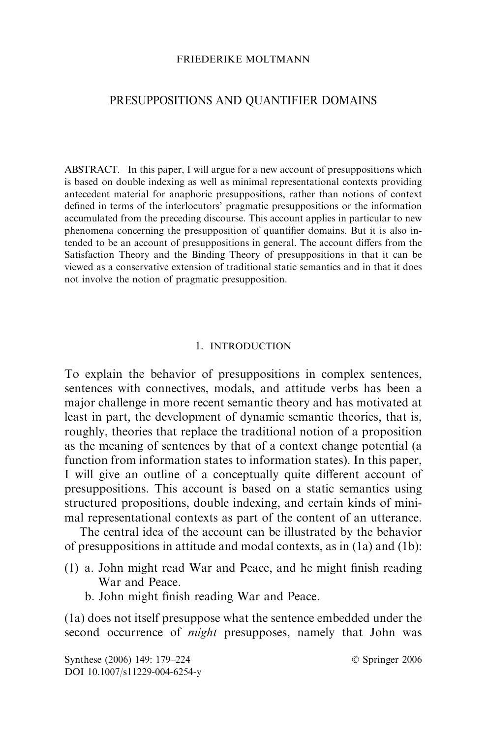FRIEDERIKE MOLTMANN

# PRESUPPOSITIONS AND QUANTIFIER DOMAINS

ABSTRACT. In this paper, I will argue for a new account of presuppositions which is based on double indexing as well as minimal representational contexts providing antecedent material for anaphoric presuppositions, rather than notions of context defined in terms of the interlocutors' pragmatic presuppositions or the information accumulated from the preceding discourse. This account applies in particular to new phenomena concerning the presupposition of quantifier domains. But it is also intended to be an account of presuppositions in general. The account differs from the Satisfaction Theory and the Binding Theory of presuppositions in that it can be viewed as a conservative extension of traditional static semantics and in that it does not involve the notion of pragmatic presupposition.

## 1. INTRODUCTION

To explain the behavior of presuppositions in complex sentences, sentences with connectives, modals, and attitude verbs has been a major challenge in more recent semantic theory and has motivated at least in part, the development of dynamic semantic theories, that is, roughly, theories that replace the traditional notion of a proposition as the meaning of sentences by that of a context change potential (a function from information states to information states). In this paper, I will give an outline of a conceptually quite different account of presuppositions. This account is based on a static semantics using structured propositions, double indexing, and certain kinds of minimal representational contexts as part of the content of an utterance.

The central idea of the account can be illustrated by the behavior of presuppositions in attitude and modal contexts, as in (1a) and (1b):

(1) a. John might read War and Peace, and he might finish reading War and Peace.
    b. John might finish reading War and Peace.

(1a) does not itself presuppose what the sentence embedded under the second occurrence of *might* presupposes, namely that John was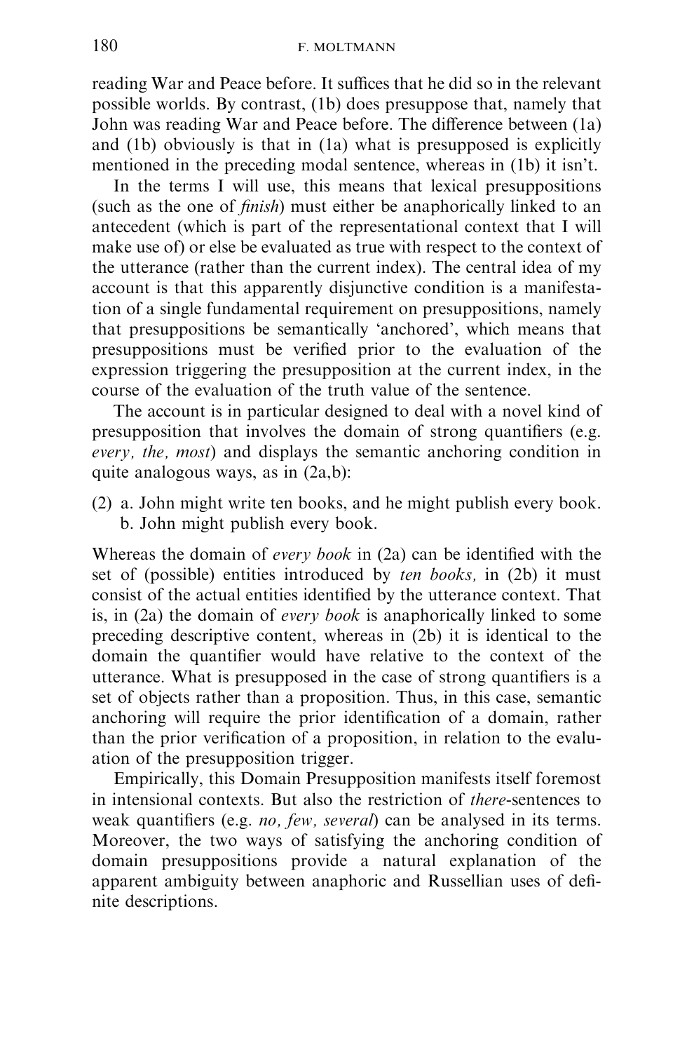reading War and Peace before. It suffices that he did so in the relevant possible worlds. By contrast, (1b) does presuppose that, namely that John was reading War and Peace before. The difference between (1a) and (1b) obviously is that in (1a) what is presupposed is explicitly mentioned in the preceding modal sentence, whereas in (1b) it isn't.

In the terms I will use, this means that lexical presuppositions (such as the one of *finish*) must either be anaphorically linked to an antecedent (which is part of the representational context that I will make use of) or else be evaluated as true with respect to the context of the utterance (rather than the current index). The central idea of my account is that this apparently disjunctive condition is a manifestation of a single fundamental requirement on presuppositions, namely that presuppositions be semantically 'anchored', which means that presuppositions must be verified prior to the evaluation of the expression triggering the presupposition at the current index, in the course of the evaluation of the truth value of the sentence.

The account is in particular designed to deal with a novel kind of presupposition that involves the domain of strong quantifiers (e.g. *every, the, most*) and displays the semantic anchoring condition in quite analogous ways, as in (2a,b):

(2) a. John might write ten books, and he might publish every book.
    b. John might publish every book.

Whereas the domain of *every book* in (2a) can be identified with the set of (possible) entities introduced by *ten books,* in (2b) it must consist of the actual entities identified by the utterance context. That is, in (2a) the domain of *every book* is anaphorically linked to some preceding descriptive content, whereas in (2b) it is identical to the domain the quantifier would have relative to the context of the utterance. What is presupposed in the case of strong quantifiers is a set of objects rather than a proposition. Thus, in this case, semantic anchoring will require the prior identification of a domain, rather than the prior verification of a proposition, in relation to the evaluation of the presupposition trigger.

Empirically, this Domain Presupposition manifests itself foremost in intensional contexts. But also the restriction of *there*-sentences to weak quantifiers (e.g. *no, few, several*) can be analysed in its terms. Moreover, the two ways of satisfying the anchoring condition of domain presuppositions provide a natural explanation of the apparent ambiguity between anaphoric and Russellian uses of definite descriptions.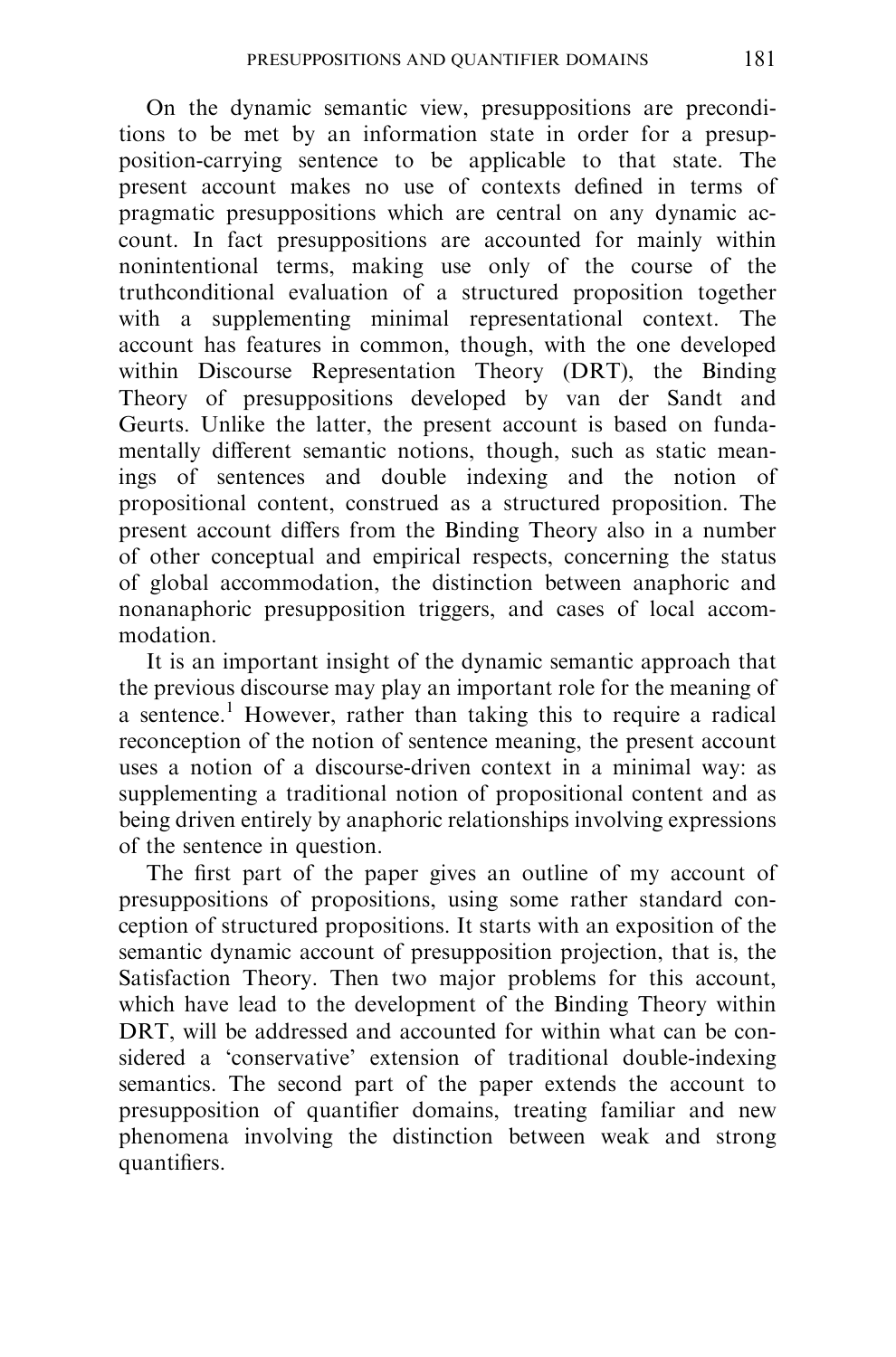On the dynamic semantic view, presuppositions are preconditions to be met by an information state in order for a presupposition-carrying sentence to be applicable to that state. The present account makes no use of contexts defined in terms of pragmatic presuppositions which are central on any dynamic account. In fact presuppositions are accounted for mainly within nonintentional terms, making use only of the course of the truthconditional evaluation of a structured proposition together with a supplementing minimal representational context. The account has features in common, though, with the one developed within Discourse Representation Theory (DRT), the Binding Theory of presuppositions developed by van der Sandt and Geurts. Unlike the latter, the present account is based on fundamentally different semantic notions, though, such as static meanings of sentences and double indexing and the notion of propositional content, construed as a structured proposition. The present account differs from the Binding Theory also in a number of other conceptual and empirical respects, concerning the status of global accommodation, the distinction between anaphoric and nonanaphoric presupposition triggers, and cases of local accommodation.

It is an important insight of the dynamic semantic approach that the previous discourse may play an important role for the meaning of a sentence.[1] However, rather than taking this to require a radical reconception of the notion of sentence meaning, the present account uses a notion of a discourse-driven context in a minimal way: as supplementing a traditional notion of propositional content and as being driven entirely by anaphoric relationships involving expressions of the sentence in question.

The first part of the paper gives an outline of my account of presuppositions of propositions, using some rather standard conception of structured propositions. It starts with an exposition of the semantic dynamic account of presupposition projection, that is, the Satisfaction Theory. Then two major problems for this account, which have lead to the development of the Binding Theory within DRT, will be addressed and accounted for within what can be considered a 'conservative' extension of traditional double-indexing semantics. The second part of the paper extends the account to presupposition of quantifier domains, treating familiar and new phenomena involving the distinction between weak and strong quantifiers.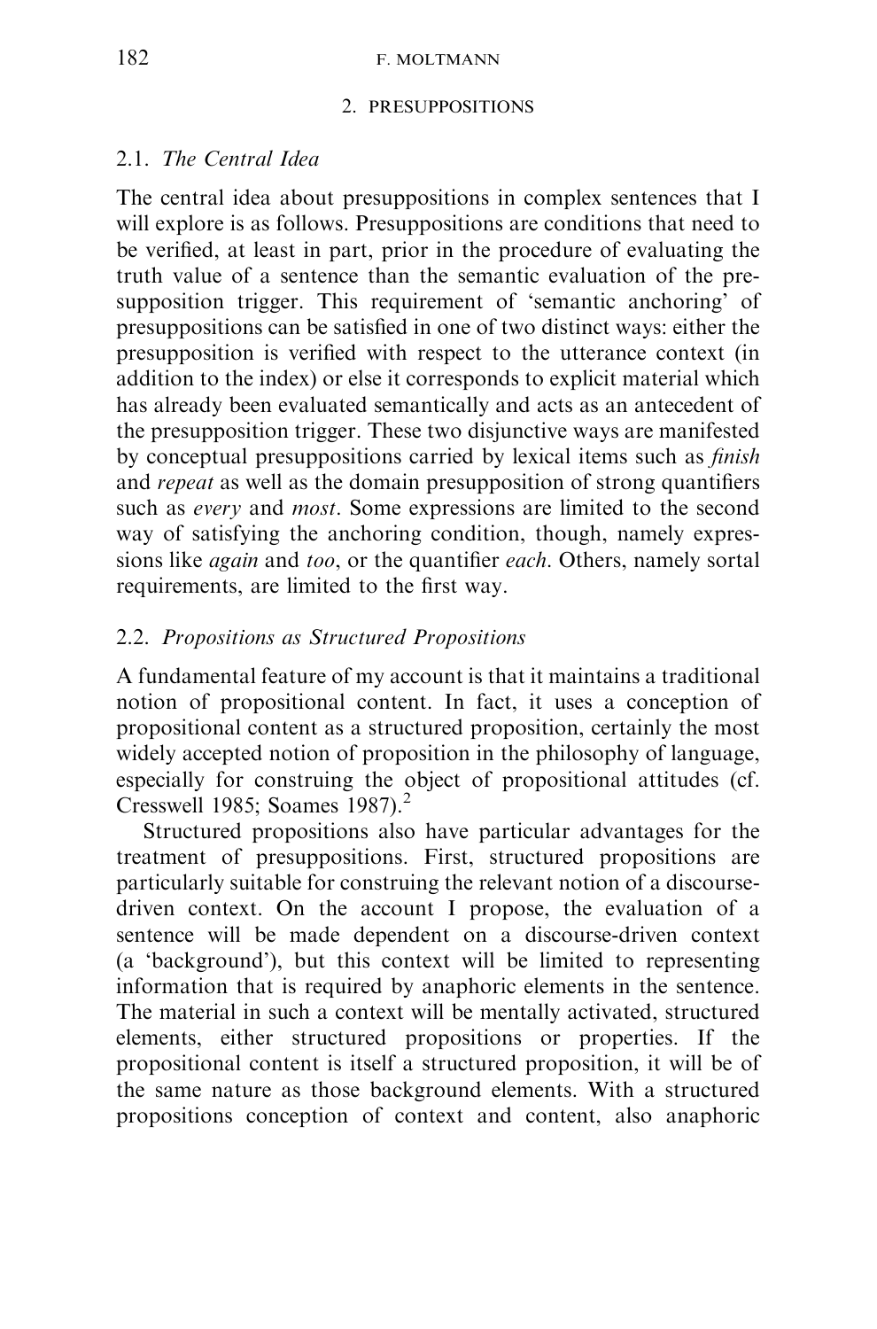## 2. PRESUPPOSITIONS

### 2.1. *The Central Idea*

The central idea about presuppositions in complex sentences that I will explore is as follows. Presuppositions are conditions that need to be verified, at least in part, prior in the procedure of evaluating the truth value of a sentence than the semantic evaluation of the presupposition trigger. This requirement of 'semantic anchoring' of presuppositions can be satisfied in one of two distinct ways: either the presupposition is verified with respect to the utterance context (in addition to the index) or else it corresponds to explicit material which has already been evaluated semantically and acts as an antecedent of the presupposition trigger. These two disjunctive ways are manifested by conceptual presuppositions carried by lexical items such as *finish* and *repeat* as well as the domain presupposition of strong quantifiers such as *every* and *most*. Some expressions are limited to the second way of satisfying the anchoring condition, though, namely expressions like *again* and *too*, or the quantifier *each*. Others, namely sortal requirements, are limited to the first way.

### 2.2. *Propositions as Structured Propositions*

A fundamental feature of my account is that it maintains a traditional notion of propositional content. In fact, it uses a conception of propositional content as a structured proposition, certainly the most widely accepted notion of proposition in the philosophy of language, especially for construing the object of propositional attitudes (cf. Cresswell 1985; Soames 1987).[2]

Structured propositions also have particular advantages for the treatment of presuppositions. First, structured propositions are particularly suitable for construing the relevant notion of a discourse-driven context. On the account I propose, the evaluation of a sentence will be made dependent on a discourse-driven context (a 'background'), but this context will be limited to representing information that is required by anaphoric elements in the sentence. The material in such a context will be mentally activated, structured elements, either structured propositions or properties. If the propositional content is itself a structured proposition, it will be of the same nature as those background elements. With a structured propositions conception of context and content, also anaphoric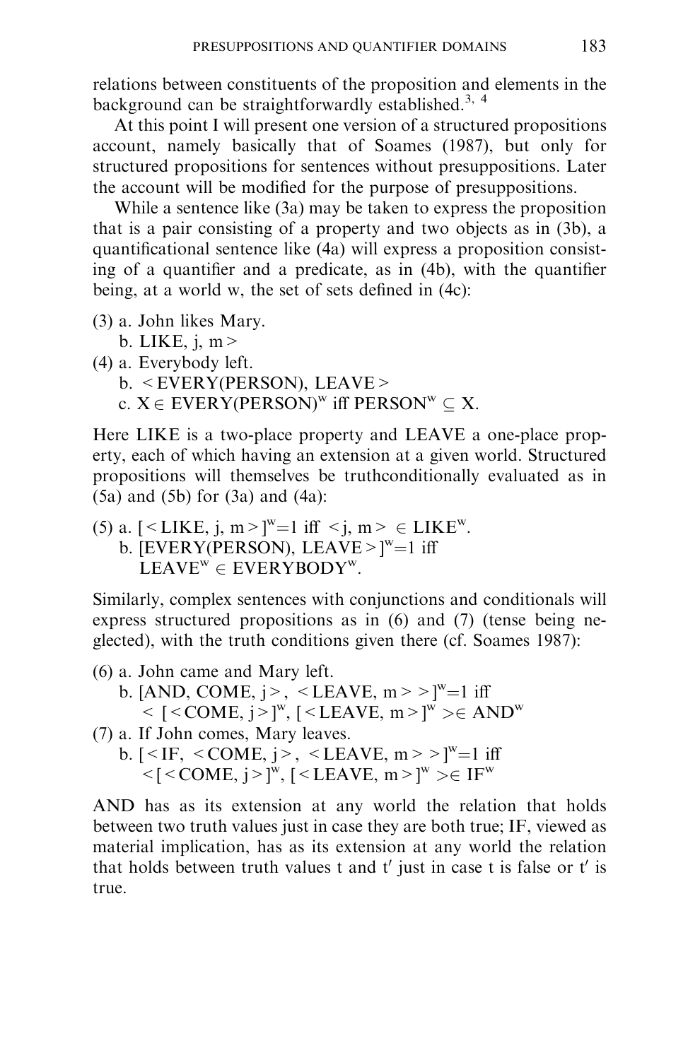relations between constituents of the proposition and elements in the background can be straightforwardly established.[3, 4]

At this point I will present one version of a structured propositions account, namely basically that of Soames (1987), but only for structured propositions for sentences without presuppositions. Later the account will be modified for the purpose of presuppositions.

While a sentence like (3a) may be taken to express the proposition that is a pair consisting of a property and two objects as in (3b), a quantificational sentence like (4a) will express a proposition consisting of a quantifier and a predicate, as in (4b), with the quantifier being, at a world w, the set of sets defined in (4c):

(3) a. John likes Mary.
  b. LIKE, j, m >

(4) a. Everybody left.
  b. < EVERY(PERSON), LEAVE >
  c. $X \in$ EVERY(PERSON)$^w$ iff PERSON$^w \subseteq X$.

Here LIKE is a two-place property and LEAVE a one-place property, each of which having an extension at a given world. Structured propositions will themselves be truthconditionally evaluated as in (5a) and (5b) for (3a) and (4a):

(5) a. [< LIKE, j, m >]$^w$=1 iff < j, m > $\in$ LIKE$^w$.
  b. [EVERY(PERSON), LEAVE >]$^w$=1 iff LEAVE$^w$ $\in$ EVERYBODY$^w$.

Similarly, complex sentences with conjunctions and conditionals will express structured propositions as in (6) and (7) (tense being neglected), with the truth conditions given there (cf. Soames 1987):

(6) a. John came and Mary left.
  b. [AND, COME, j >, < LEAVE, m > >]$^w$=1 iff < [< COME, j >]$^w$, [< LEAVE, m >]$^w$ >$\in$ AND$^w$

(7) a. If John comes, Mary leaves.
  b. [< IF, < COME, j >, < LEAVE, m > >]$^w$=1 iff <[< COME, j >]$^w$, [< LEAVE, m >]$^w$ >$\in$ IF$^w$

AND has as its extension at any world the relation that holds between two truth values just in case they are both true; IF, viewed as material implication, has as its extension at any world the relation that holds between truth values t and t′ just in case t is false or t′ is true.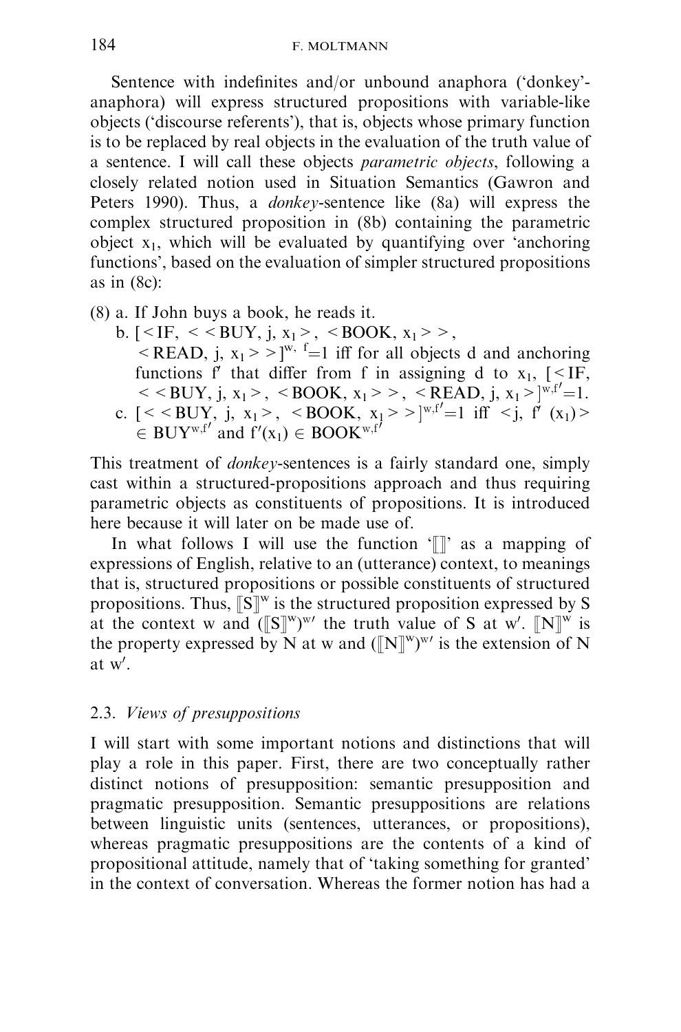Sentence with indefinites and/or unbound anaphora ('donkey'-anaphora) will express structured propositions with variable-like objects ('discourse referents'), that is, objects whose primary function is to be replaced by real objects in the evaluation of the truth value of a sentence. I will call these objects *parametric objects*, following a closely related notion used in Situation Semantics (Gawron and Peters 1990). Thus, a *donkey*-sentence like (8a) will express the complex structured proposition in (8b) containing the parametric object $x_1$, which will be evaluated by quantifying over 'anchoring functions', based on the evaluation of simpler structured propositions as in (8c):

(8) a. If John buys a book, he reads it.

b. $[<\text{IF}, <<\text{BUY}, j, x_1>, <\text{BOOK}, x_1>>, <\text{READ}, j, x_1>>]^{w, f}=1$ iff for all objects d and anchoring functions f′ that differ from f in assigning d to $x_1$, $[<\text{IF}, <<\text{BUY}, j, x_1>, <\text{BOOK}, x_1>>, <\text{READ}, j, x_1>]^{w,f'}=1$.

c. $[<<\text{BUY}, j, x_1>, <\text{BOOK}, x_1>>]^{w,f'}=1$ iff $<j, f'(x_1)> \in \text{BUY}^{w,f'}$ and $f'(x_1) \in \text{BOOK}^{w,f'}$

This treatment of *donkey*-sentences is a fairly standard one, simply cast within a structured-propositions approach and thus requiring parametric objects as constituents of propositions. It is introduced here because it will later on be made use of.

In what follows I will use the function '$[\![\,]\!]$' as a mapping of expressions of English, relative to an (utterance) context, to meanings that is, structured propositions or possible constituents of structured propositions. Thus, $[\![S]\!]^w$ is the structured proposition expressed by S at the context w and $([\![S]\!]^w)^{w'}$ the truth value of S at w′. $[\![N]\!]^w$ is the property expressed by N at w and $([\![N]\!]^w)^{w'}$ is the extension of N at w′.

### 2.3. *Views of presuppositions*

I will start with some important notions and distinctions that will play a role in this paper. First, there are two conceptually rather distinct notions of presupposition: semantic presupposition and pragmatic presupposition. Semantic presuppositions are relations between linguistic units (sentences, utterances, or propositions), whereas pragmatic presuppositions are the contents of a kind of propositional attitude, namely that of 'taking something for granted' in the context of conversation. Whereas the former notion has had a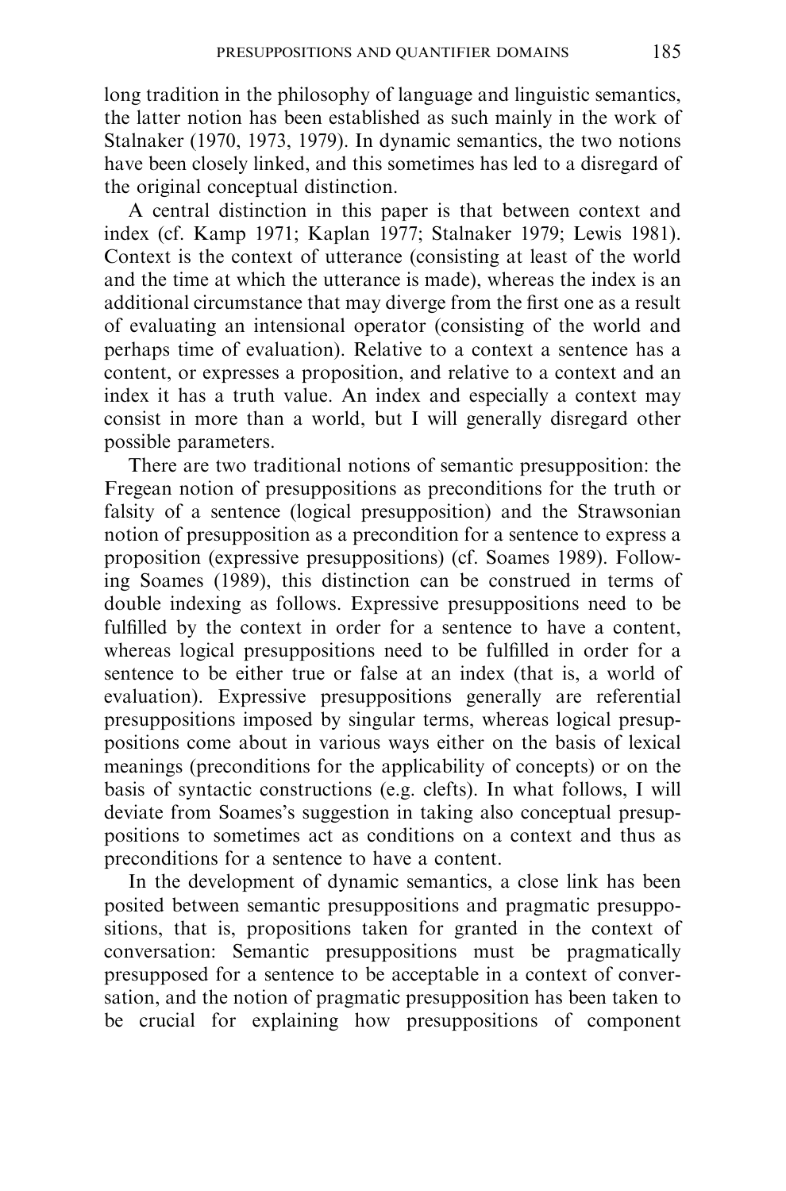long tradition in the philosophy of language and linguistic semantics, the latter notion has been established as such mainly in the work of Stalnaker (1970, 1973, 1979). In dynamic semantics, the two notions have been closely linked, and this sometimes has led to a disregard of the original conceptual distinction.

A central distinction in this paper is that between context and index (cf. Kamp 1971; Kaplan 1977; Stalnaker 1979; Lewis 1981). Context is the context of utterance (consisting at least of the world and the time at which the utterance is made), whereas the index is an additional circumstance that may diverge from the first one as a result of evaluating an intensional operator (consisting of the world and perhaps time of evaluation). Relative to a context a sentence has a content, or expresses a proposition, and relative to a context and an index it has a truth value. An index and especially a context may consist in more than a world, but I will generally disregard other possible parameters.

There are two traditional notions of semantic presupposition: the Fregean notion of presuppositions as preconditions for the truth or falsity of a sentence (logical presupposition) and the Strawsonian notion of presupposition as a precondition for a sentence to express a proposition (expressive presuppositions) (cf. Soames 1989). Following Soames (1989), this distinction can be construed in terms of double indexing as follows. Expressive presuppositions need to be fulfilled by the context in order for a sentence to have a content, whereas logical presuppositions need to be fulfilled in order for a sentence to be either true or false at an index (that is, a world of evaluation). Expressive presuppositions generally are referential presuppositions imposed by singular terms, whereas logical presuppositions come about in various ways either on the basis of lexical meanings (preconditions for the applicability of concepts) or on the basis of syntactic constructions (e.g. clefts). In what follows, I will deviate from Soames's suggestion in taking also conceptual presuppositions to sometimes act as conditions on a context and thus as preconditions for a sentence to have a content.

In the development of dynamic semantics, a close link has been posited between semantic presuppositions and pragmatic presuppositions, that is, propositions taken for granted in the context of conversation: Semantic presuppositions must be pragmatically presupposed for a sentence to be acceptable in a context of conversation, and the notion of pragmatic presupposition has been taken to be crucial for explaining how presuppositions of component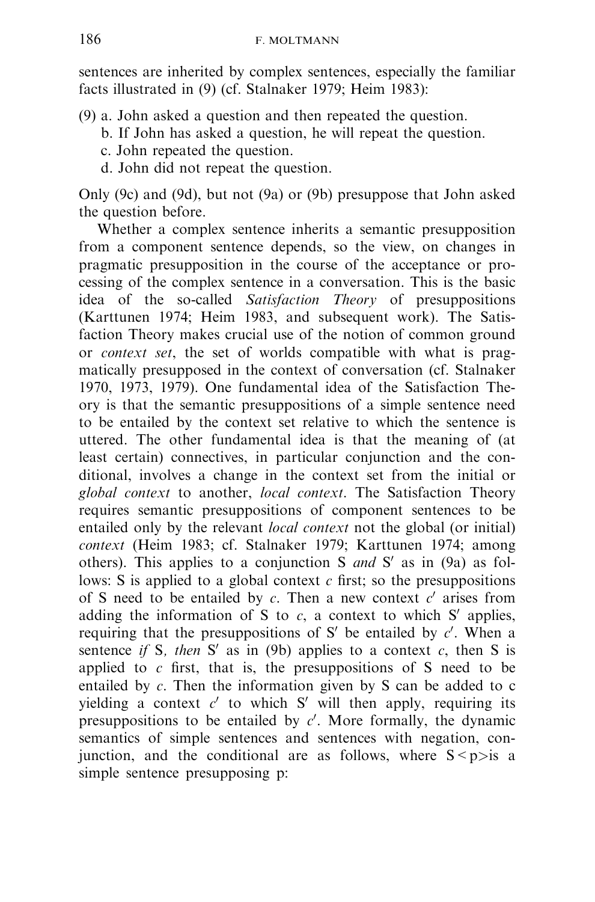sentences are inherited by complex sentences, especially the familiar facts illustrated in (9) (cf. Stalnaker 1979; Heim 1983):

(9) a. John asked a question and then repeated the question.
  b. If John has asked a question, he will repeat the question.
  c. John repeated the question.
  d. John did not repeat the question.

Only (9c) and (9d), but not (9a) or (9b) presuppose that John asked the question before.

Whether a complex sentence inherits a semantic presupposition from a component sentence depends, so the view, on changes in pragmatic presupposition in the course of the acceptance or processing of the complex sentence in a conversation. This is the basic idea of the so-called *Satisfaction Theory* of presuppositions (Karttunen 1974; Heim 1983, and subsequent work). The Satisfaction Theory makes crucial use of the notion of common ground or *context set*, the set of worlds compatible with what is pragmatically presupposed in the context of conversation (cf. Stalnaker 1970, 1973, 1979). One fundamental idea of the Satisfaction Theory is that the semantic presuppositions of a simple sentence need to be entailed by the context set relative to which the sentence is uttered. The other fundamental idea is that the meaning of (at least certain) connectives, in particular conjunction and the conditional, involves a change in the context set from the initial or *global context* to another, *local context*. The Satisfaction Theory requires semantic presuppositions of component sentences to be entailed only by the relevant *local context* not the global (or initial) *context* (Heim 1983; cf. Stalnaker 1979; Karttunen 1974; among others). This applies to a conjunction S *and* S′ as in (9a) as follows: S is applied to a global context *c* first; so the presuppositions of S need to be entailed by *c*. Then a new context *c*′ arises from adding the information of S to *c*, a context to which S′ applies, requiring that the presuppositions of S′ be entailed by *c*′. When a sentence *if* S*, then* S′ as in (9b) applies to a context *c*, then S is applied to *c* first, that is, the presuppositions of S need to be entailed by *c*. Then the information given by S can be added to c yielding a context *c*′ to which S′ will then apply, requiring its presuppositions to be entailed by *c*′. More formally, the dynamic semantics of simple sentences and sentences with negation, conjunction, and the conditional are as follows, where S<p>is a simple sentence presupposing p: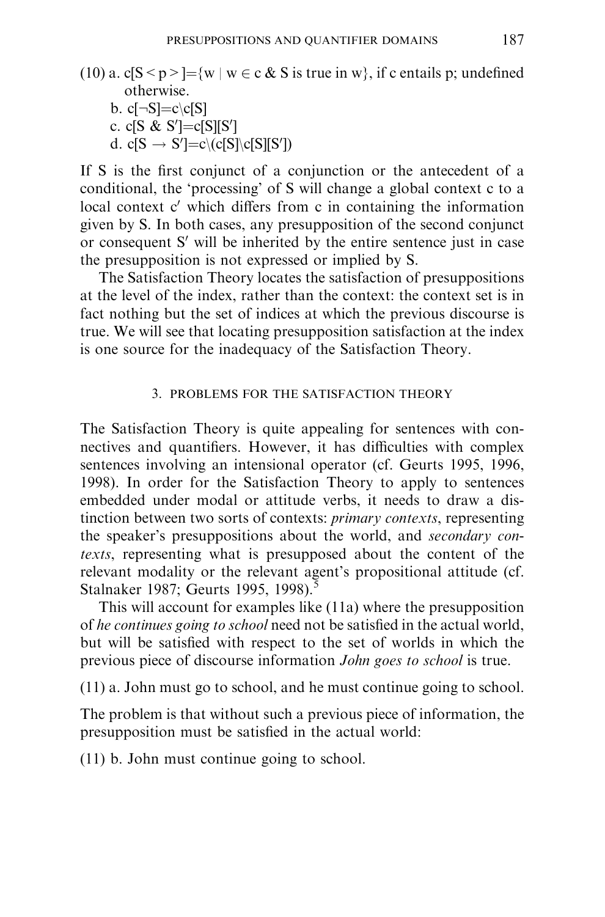(10) a. $c[S < p >]=\{w \mid w \in c \;\&\; S \text{ is true in } w\}$, if c entails p; undefined otherwise.

b. $c[\neg S]=c \backslash c[S]$

c. $c[S \;\&\; S']=c[S][S']$

d. $c[S \rightarrow S']=c \backslash (c[S] \backslash c[S][S'])$

If S is the first conjunct of a conjunction or the antecedent of a conditional, the 'processing' of S will change a global context c to a local context c′ which differs from c in containing the information given by S. In both cases, any presupposition of the second conjunct or consequent S′ will be inherited by the entire sentence just in case the presupposition is not expressed or implied by S.

The Satisfaction Theory locates the satisfaction of presuppositions at the level of the index, rather than the context: the context set is in fact nothing but the set of indices at which the previous discourse is true. We will see that locating presupposition satisfaction at the index is one source for the inadequacy of the Satisfaction Theory.

## 3. PROBLEMS FOR THE SATISFACTION THEORY

The Satisfaction Theory is quite appealing for sentences with connectives and quantifiers. However, it has difficulties with complex sentences involving an intensional operator (cf. Geurts 1995, 1996, 1998). In order for the Satisfaction Theory to apply to sentences embedded under modal or attitude verbs, it needs to draw a distinction between two sorts of contexts: *primary contexts*, representing the speaker's presuppositions about the world, and *secondary contexts*, representing what is presupposed about the content of the relevant modality or the relevant agent's propositional attitude (cf. Stalnaker 1987; Geurts 1995, 1998).[5]

This will account for examples like (11a) where the presupposition of *he continues going to school* need not be satisfied in the actual world, but will be satisfied with respect to the set of worlds in which the previous piece of discourse information *John goes to school* is true.

(11) a. John must go to school, and he must continue going to school.

The problem is that without such a previous piece of information, the presupposition must be satisfied in the actual world:

(11) b. John must continue going to school.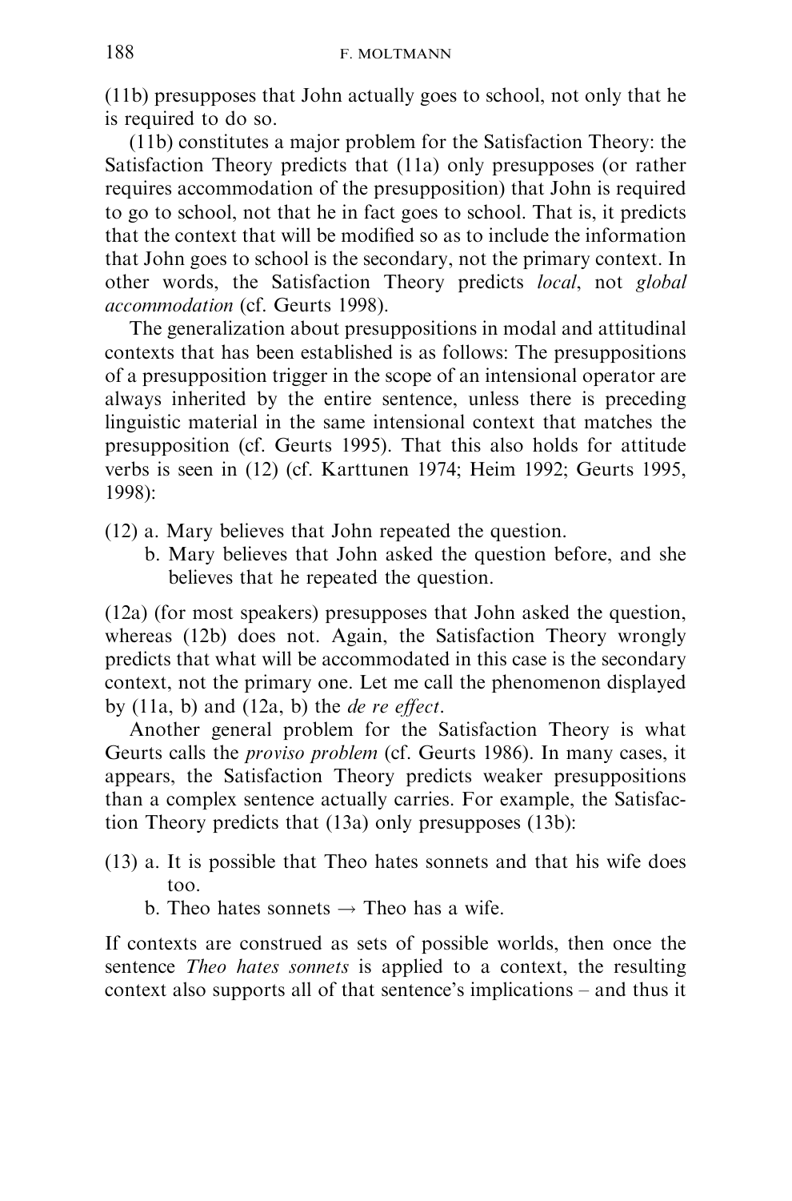(11b) presupposes that John actually goes to school, not only that he is required to do so.

(11b) constitutes a major problem for the Satisfaction Theory: the Satisfaction Theory predicts that (11a) only presupposes (or rather requires accommodation of the presupposition) that John is required to go to school, not that he in fact goes to school. That is, it predicts that the context that will be modified so as to include the information that John goes to school is the secondary, not the primary context. In other words, the Satisfaction Theory predicts *local*, not *global accommodation* (cf. Geurts 1998).

The generalization about presuppositions in modal and attitudinal contexts that has been established is as follows: The presuppositions of a presupposition trigger in the scope of an intensional operator are always inherited by the entire sentence, unless there is preceding linguistic material in the same intensional context that matches the presupposition (cf. Geurts 1995). That this also holds for attitude verbs is seen in (12) (cf. Karttunen 1974; Heim 1992; Geurts 1995, 1998):

(12) a. Mary believes that John repeated the question.
  b. Mary believes that John asked the question before, and she believes that he repeated the question.

(12a) (for most speakers) presupposes that John asked the question, whereas (12b) does not. Again, the Satisfaction Theory wrongly predicts that what will be accommodated in this case is the secondary context, not the primary one. Let me call the phenomenon displayed by (11a, b) and (12a, b) the *de re effect*.

Another general problem for the Satisfaction Theory is what Geurts calls the *proviso problem* (cf. Geurts 1986). In many cases, it appears, the Satisfaction Theory predicts weaker presuppositions than a complex sentence actually carries. For example, the Satisfaction Theory predicts that (13a) only presupposes (13b):

(13) a. It is possible that Theo hates sonnets and that his wife does too.
  b. Theo hates sonnets → Theo has a wife.

If contexts are construed as sets of possible worlds, then once the sentence *Theo hates sonnets* is applied to a context, the resulting context also supports all of that sentence's implications – and thus it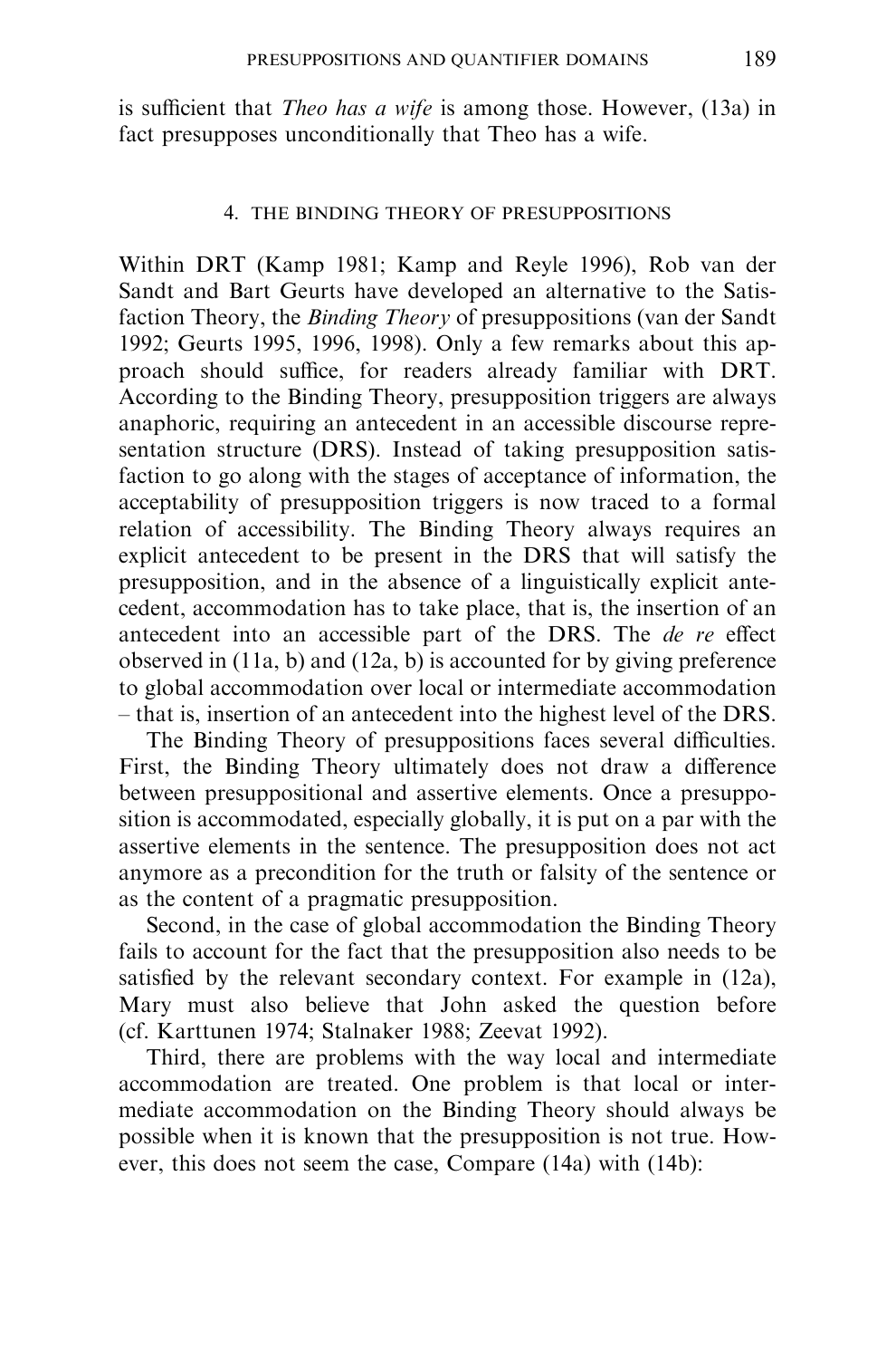is sufficient that *Theo has a wife* is among those. However, (13a) in fact presupposes unconditionally that Theo has a wife.

## 4. THE BINDING THEORY OF PRESUPPOSITIONS

Within DRT (Kamp 1981; Kamp and Reyle 1996), Rob van der Sandt and Bart Geurts have developed an alternative to the Satisfaction Theory, the *Binding Theory* of presuppositions (van der Sandt 1992; Geurts 1995, 1996, 1998). Only a few remarks about this approach should suffice, for readers already familiar with DRT. According to the Binding Theory, presupposition triggers are always anaphoric, requiring an antecedent in an accessible discourse representation structure (DRS). Instead of taking presupposition satisfaction to go along with the stages of acceptance of information, the acceptability of presupposition triggers is now traced to a formal relation of accessibility. The Binding Theory always requires an explicit antecedent to be present in the DRS that will satisfy the presupposition, and in the absence of a linguistically explicit antecedent, accommodation has to take place, that is, the insertion of an antecedent into an accessible part of the DRS. The *de re* effect observed in (11a, b) and (12a, b) is accounted for by giving preference to global accommodation over local or intermediate accommodation – that is, insertion of an antecedent into the highest level of the DRS.

The Binding Theory of presuppositions faces several difficulties. First, the Binding Theory ultimately does not draw a difference between presuppositional and assertive elements. Once a presupposition is accommodated, especially globally, it is put on a par with the assertive elements in the sentence. The presupposition does not act anymore as a precondition for the truth or falsity of the sentence or as the content of a pragmatic presupposition.

Second, in the case of global accommodation the Binding Theory fails to account for the fact that the presupposition also needs to be satisfied by the relevant secondary context. For example in (12a), Mary must also believe that John asked the question before (cf. Karttunen 1974; Stalnaker 1988; Zeevat 1992).

Third, there are problems with the way local and intermediate accommodation are treated. One problem is that local or intermediate accommodation on the Binding Theory should always be possible when it is known that the presupposition is not true. However, this does not seem the case, Compare (14a) with (14b):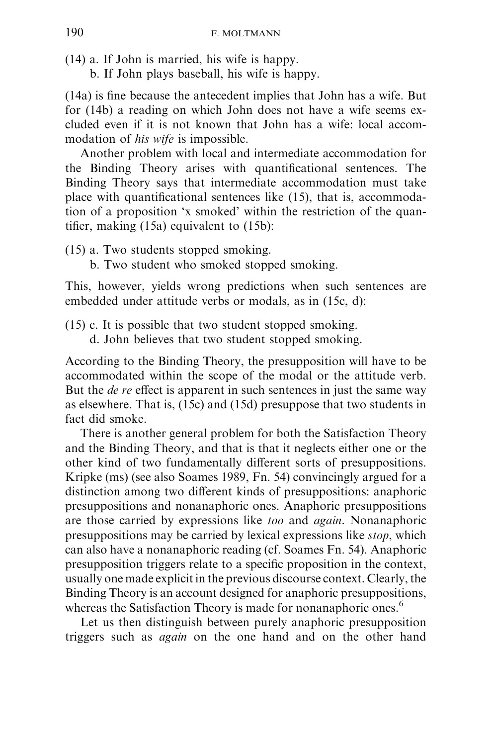(14) a. If John is married, his wife is happy.
     b. If John plays baseball, his wife is happy.

(14a) is fine because the antecedent implies that John has a wife. But for (14b) a reading on which John does not have a wife seems excluded even if it is not known that John has a wife: local accommodation of *his wife* is impossible.

Another problem with local and intermediate accommodation for the Binding Theory arises with quantificational sentences. The Binding Theory says that intermediate accommodation must take place with quantificational sentences like (15), that is, accommodation of a proposition 'x smoked' within the restriction of the quantifier, making (15a) equivalent to (15b):

(15) a. Two students stopped smoking.
     b. Two student who smoked stopped smoking.

This, however, yields wrong predictions when such sentences are embedded under attitude verbs or modals, as in (15c, d):

(15) c. It is possible that two student stopped smoking.
     d. John believes that two student stopped smoking.

According to the Binding Theory, the presupposition will have to be accommodated within the scope of the modal or the attitude verb. But the *de re* effect is apparent in such sentences in just the same way as elsewhere. That is, (15c) and (15d) presuppose that two students in fact did smoke.

There is another general problem for both the Satisfaction Theory and the Binding Theory, and that is that it neglects either one or the other kind of two fundamentally different sorts of presuppositions. Kripke (ms) (see also Soames 1989, Fn. 54) convincingly argued for a distinction among two different kinds of presuppositions: anaphoric presuppositions and nonanaphoric ones. Anaphoric presuppositions are those carried by expressions like *too* and *again*. Nonanaphoric presuppositions may be carried by lexical expressions like *stop*, which can also have a nonanaphoric reading (cf. Soames Fn. 54). Anaphoric presupposition triggers relate to a specific proposition in the context, usually one made explicit in the previous discourse context. Clearly, the Binding Theory is an account designed for anaphoric presuppositions, whereas the Satisfaction Theory is made for nonanaphoric ones.[6]

Let us then distinguish between purely anaphoric presupposition triggers such as *again* on the one hand and on the other hand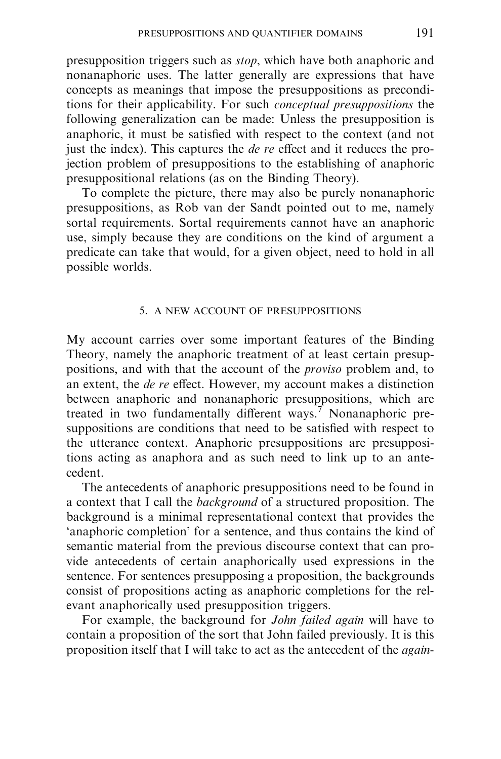presupposition triggers such as *stop*, which have both anaphoric and nonanaphoric uses. The latter generally are expressions that have concepts as meanings that impose the presuppositions as preconditions for their applicability. For such *conceptual presuppositions* the following generalization can be made: Unless the presupposition is anaphoric, it must be satisfied with respect to the context (and not just the index). This captures the *de re* effect and it reduces the projection problem of presuppositions to the establishing of anaphoric presuppositional relations (as on the Binding Theory).

To complete the picture, there may also be purely nonanaphoric presuppositions, as Rob van der Sandt pointed out to me, namely sortal requirements. Sortal requirements cannot have an anaphoric use, simply because they are conditions on the kind of argument a predicate can take that would, for a given object, need to hold in all possible worlds.

## 5. A NEW ACCOUNT OF PRESUPPOSITIONS

My account carries over some important features of the Binding Theory, namely the anaphoric treatment of at least certain presuppositions, and with that the account of the *proviso* problem and, to an extent, the *de re* effect. However, my account makes a distinction between anaphoric and nonanaphoric presuppositions, which are treated in two fundamentally different ways.[7] Nonanaphoric presuppositions are conditions that need to be satisfied with respect to the utterance context. Anaphoric presuppositions are presuppositions acting as anaphora and as such need to link up to an antecedent.

The antecedents of anaphoric presuppositions need to be found in a context that I call the *background* of a structured proposition. The background is a minimal representational context that provides the 'anaphoric completion' for a sentence, and thus contains the kind of semantic material from the previous discourse context that can provide antecedents of certain anaphorically used expressions in the sentence. For sentences presupposing a proposition, the backgrounds consist of propositions acting as anaphoric completions for the relevant anaphorically used presupposition triggers.

For example, the background for *John failed again* will have to contain a proposition of the sort that John failed previously. It is this proposition itself that I will take to act as the antecedent of the *again*-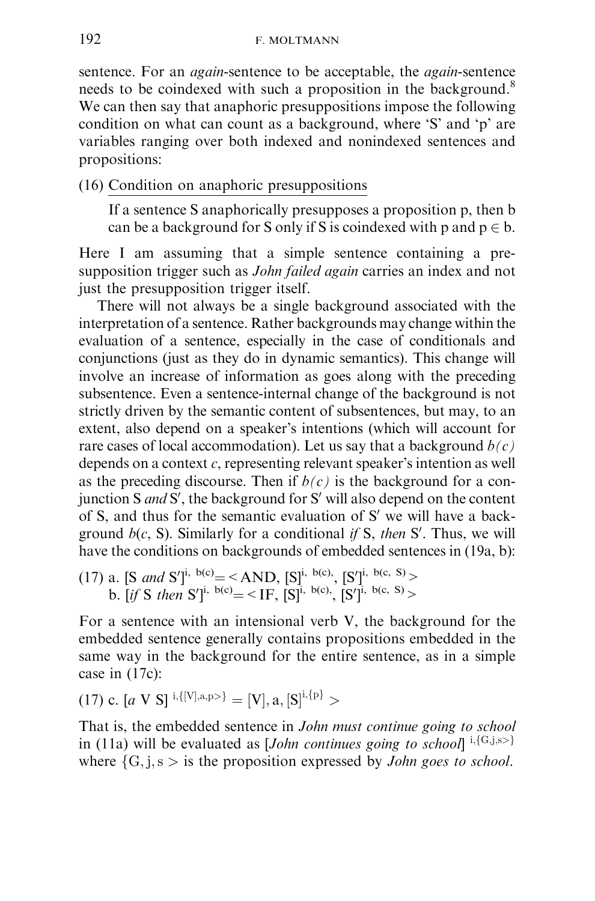sentence. For an *again*-sentence to be acceptable, the *again*-sentence needs to be coindexed with such a proposition in the background.[8] We can then say that anaphoric presuppositions impose the following condition on what can count as a background, where 'S' and 'p' are variables ranging over both indexed and nonindexed sentences and propositions:

(16) Condition on anaphoric presuppositions

If a sentence S anaphorically presupposes a proposition p, then b can be a background for S only if S is coindexed with p and $p \in b$.

Here I am assuming that a simple sentence containing a presupposition trigger such as *John failed again* carries an index and not just the presupposition trigger itself.

There will not always be a single background associated with the interpretation of a sentence. Rather backgrounds may change within the evaluation of a sentence, especially in the case of conditionals and conjunctions (just as they do in dynamic semantics). This change will involve an increase of information as goes along with the preceding subsentence. Even a sentence-internal change of the background is not strictly driven by the semantic content of subsentences, but may, to an extent, also depend on a speaker's intentions (which will account for rare cases of local accommodation). Let us say that a background *b(c)* depends on a context *c*, representing relevant speaker's intention as well as the preceding discourse. Then if *b(c)* is the background for a conjunction S *and* S′, the background for S′ will also depend on the content of S, and thus for the semantic evaluation of S′ we will have a background *b*(*c*, S). Similarly for a conditional *if* S, *then* S′. Thus, we will have the conditions on backgrounds of embedded sentences in (19a, b):

(17) a. $[\text{S } \textit{and } \text{S}']^{i,\ b(c)} = <\text{AND}, [\text{S}]^{i,\ b(c)}, [\text{S}']^{i,\ b(c,\ \text{S})}>$
  b. $[\textit{if } \text{S } \textit{then } \text{S}']^{i,\ b(c)} = <\text{IF}, [\text{S}]^{i,\ b(c)}, [\text{S}']^{i,\ b(c,\ \text{S})}>$

For a sentence with an intensional verb V, the background for the embedded sentence generally contains propositions embedded in the same way in the background for the entire sentence, as in a simple case in (17c):

(17) c. $[a \text{ V S}]^{\ i, \{[\text{V}], a, p>\}} = [\text{V}], a, [\text{S}]^{i, \{p\}} >$

That is, the embedded sentence in *John must continue going to school* in (11a) will be evaluated as [*John continues going to school*]$^{\ i, \{G, j, s>\}}$ where $\{G, j, s >$ is the proposition expressed by *John goes to school*.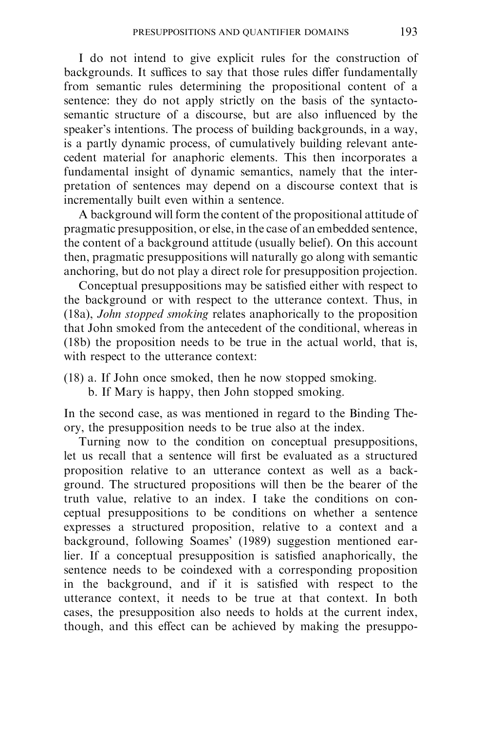I do not intend to give explicit rules for the construction of backgrounds. It suffices to say that those rules differ fundamentally from semantic rules determining the propositional content of a sentence: they do not apply strictly on the basis of the syntacto-semantic structure of a discourse, but are also influenced by the speaker's intentions. The process of building backgrounds, in a way, is a partly dynamic process, of cumulatively building relevant antecedent material for anaphoric elements. This then incorporates a fundamental insight of dynamic semantics, namely that the interpretation of sentences may depend on a discourse context that is incrementally built even within a sentence.

A background will form the content of the propositional attitude of pragmatic presupposition, or else, in the case of an embedded sentence, the content of a background attitude (usually belief). On this account then, pragmatic presuppositions will naturally go along with semantic anchoring, but do not play a direct role for presupposition projection.

Conceptual presuppositions may be satisfied either with respect to the background or with respect to the utterance context. Thus, in (18a), *John stopped smoking* relates anaphorically to the proposition that John smoked from the antecedent of the conditional, whereas in (18b) the proposition needs to be true in the actual world, that is, with respect to the utterance context:

(18) a. If John once smoked, then he now stopped smoking.
  b. If Mary is happy, then John stopped smoking.

In the second case, as was mentioned in regard to the Binding Theory, the presupposition needs to be true also at the index.

Turning now to the condition on conceptual presuppositions, let us recall that a sentence will first be evaluated as a structured proposition relative to an utterance context as well as a background. The structured propositions will then be the bearer of the truth value, relative to an index. I take the conditions on conceptual presuppositions to be conditions on whether a sentence expresses a structured proposition, relative to a context and a background, following Soames' (1989) suggestion mentioned earlier. If a conceptual presupposition is satisfied anaphorically, the sentence needs to be coindexed with a corresponding proposition in the background, and if it is satisfied with respect to the utterance context, it needs to be true at that context. In both cases, the presupposition also needs to holds at the current index, though, and this effect can be achieved by making the presuppo-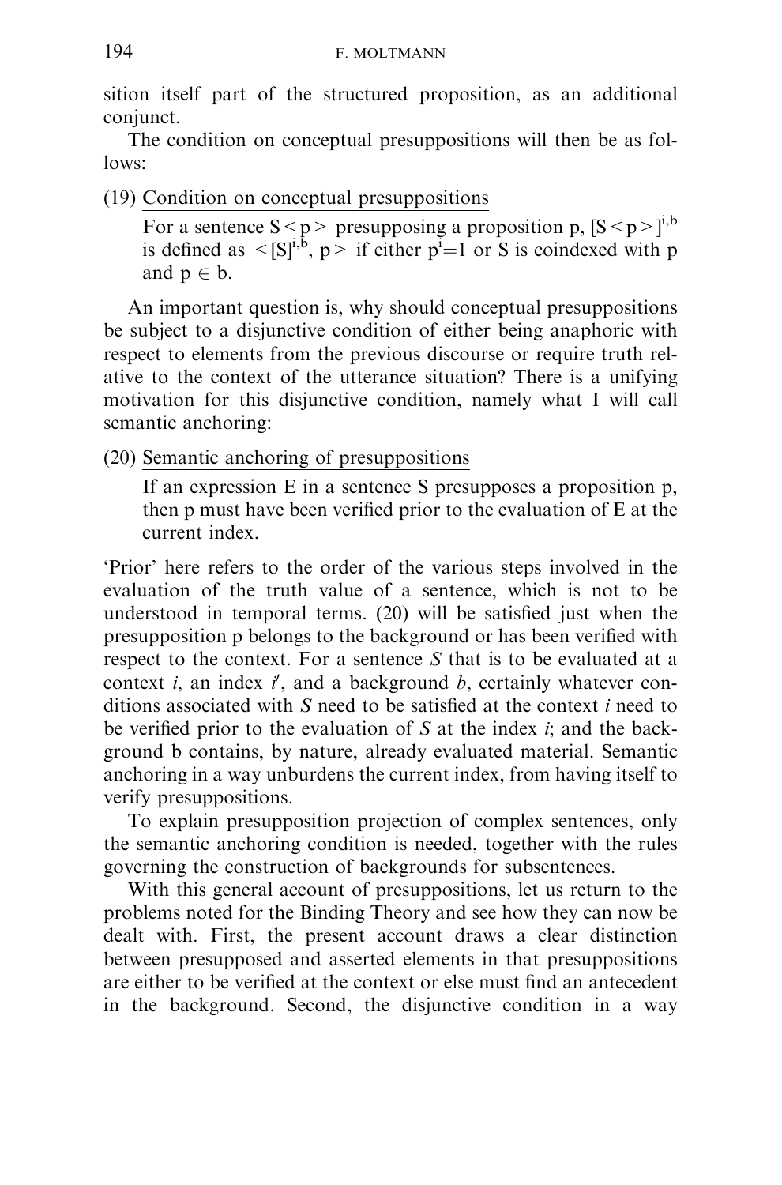sition itself part of the structured proposition, as an additional conjunct.

The condition on conceptual presuppositions will then be as follows:

(19) Condition on conceptual presuppositions

For a sentence $S<p>$ presupposing a proposition p, $[S<p>]^{i,b}$ is defined as $<[S]^{i,b}, p>$ if either $p^{i}=1$ or S is coindexed with p and $p \in b$.

An important question is, why should conceptual presuppositions be subject to a disjunctive condition of either being anaphoric with respect to elements from the previous discourse or require truth relative to the context of the utterance situation? There is a unifying motivation for this disjunctive condition, namely what I will call semantic anchoring:

(20) Semantic anchoring of presuppositions

If an expression E in a sentence S presupposes a proposition p, then p must have been verified prior to the evaluation of E at the current index.

'Prior' here refers to the order of the various steps involved in the evaluation of the truth value of a sentence, which is not to be understood in temporal terms. (20) will be satisfied just when the presupposition p belongs to the background or has been verified with respect to the context. For a sentence *S* that is to be evaluated at a context *i*, an index *i'*, and a background *b*, certainly whatever conditions associated with *S* need to be satisfied at the context *i* need to be verified prior to the evaluation of *S* at the index *i*; and the background b contains, by nature, already evaluated material. Semantic anchoring in a way unburdens the current index, from having itself to verify presuppositions.

To explain presupposition projection of complex sentences, only the semantic anchoring condition is needed, together with the rules governing the construction of backgrounds for subsentences.

With this general account of presuppositions, let us return to the problems noted for the Binding Theory and see how they can now be dealt with. First, the present account draws a clear distinction between presupposed and asserted elements in that presuppositions are either to be verified at the context or else must find an antecedent in the background. Second, the disjunctive condition in a way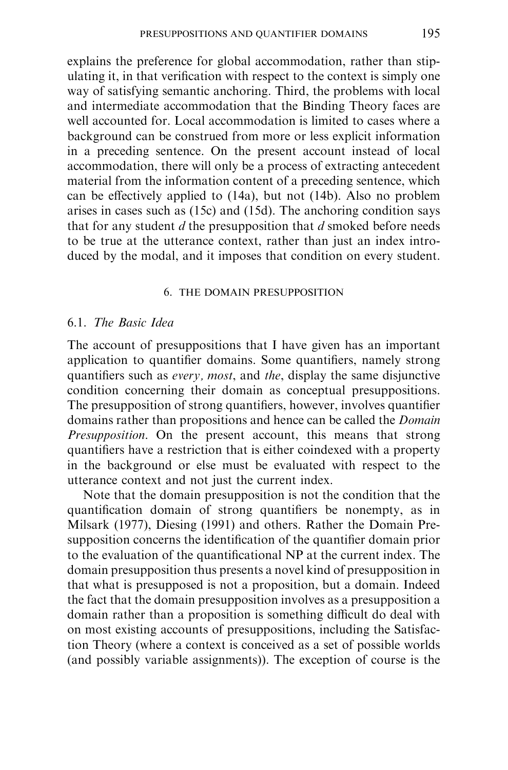explains the preference for global accommodation, rather than stipulating it, in that verification with respect to the context is simply one way of satisfying semantic anchoring. Third, the problems with local and intermediate accommodation that the Binding Theory faces are well accounted for. Local accommodation is limited to cases where a background can be construed from more or less explicit information in a preceding sentence. On the present account instead of local accommodation, there will only be a process of extracting antecedent material from the information content of a preceding sentence, which can be effectively applied to (14a), but not (14b). Also no problem arises in cases such as (15c) and (15d). The anchoring condition says that for any student *d* the presupposition that *d* smoked before needs to be true at the utterance context, rather than just an index introduced by the modal, and it imposes that condition on every student.

## 6. THE DOMAIN PRESUPPOSITION

### 6.1. *The Basic Idea*

The account of presuppositions that I have given has an important application to quantifier domains. Some quantifiers, namely strong quantifiers such as *every, most*, and *the*, display the same disjunctive condition concerning their domain as conceptual presuppositions. The presupposition of strong quantifiers, however, involves quantifier domains rather than propositions and hence can be called the *Domain Presupposition*. On the present account, this means that strong quantifiers have a restriction that is either coindexed with a property in the background or else must be evaluated with respect to the utterance context and not just the current index.

Note that the domain presupposition is not the condition that the quantification domain of strong quantifiers be nonempty, as in Milsark (1977), Diesing (1991) and others. Rather the Domain Presupposition concerns the identification of the quantifier domain prior to the evaluation of the quantificational NP at the current index. The domain presupposition thus presents a novel kind of presupposition in that what is presupposed is not a proposition, but a domain. Indeed the fact that the domain presupposition involves as a presupposition a domain rather than a proposition is something difficult do deal with on most existing accounts of presuppositions, including the Satisfaction Theory (where a context is conceived as a set of possible worlds (and possibly variable assignments)). The exception of course is the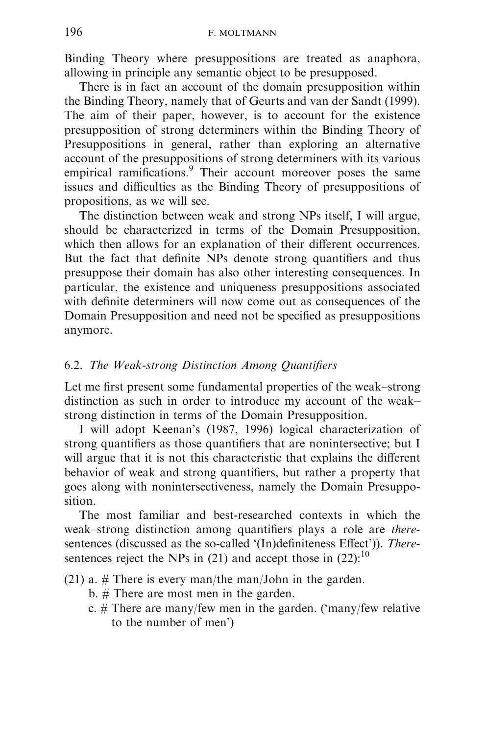Binding Theory where presuppositions are treated as anaphora, allowing in principle any semantic object to be presupposed.

There is in fact an account of the domain presupposition within the Binding Theory, namely that of Geurts and van der Sandt (1999). The aim of their paper, however, is to account for the existence presupposition of strong determiners within the Binding Theory of Presuppositions in general, rather than exploring an alternative account of the presuppositions of strong determiners with its various empirical ramifications.[9] Their account moreover poses the same issues and difficulties as the Binding Theory of presuppositions of propositions, as we will see.

The distinction between weak and strong NPs itself, I will argue, should be characterized in terms of the Domain Presupposition, which then allows for an explanation of their different occurrences. But the fact that definite NPs denote strong quantifiers and thus presuppose their domain has also other interesting consequences. In particular, the existence and uniqueness presuppositions associated with definite determiners will now come out as consequences of the Domain Presupposition and need not be specified as presuppositions anymore.

### 6.2. *The Weak-strong Distinction Among Quantifiers*

Let me first present some fundamental properties of the weak–strong distinction as such in order to introduce my account of the weak–strong distinction in terms of the Domain Presupposition.

I will adopt Keenan's (1987, 1996) logical characterization of strong quantifiers as those quantifiers that are nonintersective; but I will argue that it is not this characteristic that explains the different behavior of weak and strong quantifiers, but rather a property that goes along with nonintersectiveness, namely the Domain Presupposition.

The most familiar and best-researched contexts in which the weak–strong distinction among quantifiers plays a role are *there*-sentences (discussed as the so-called '(In)definiteness Effect')). *There*-sentences reject the NPs in (21) and accept those in (22):[10]

(21) a. # There is every man/the man/John in the garden.
   b. # There are most men in the garden.
   c. # There are many/few men in the garden. ('many/few relative to the number of men')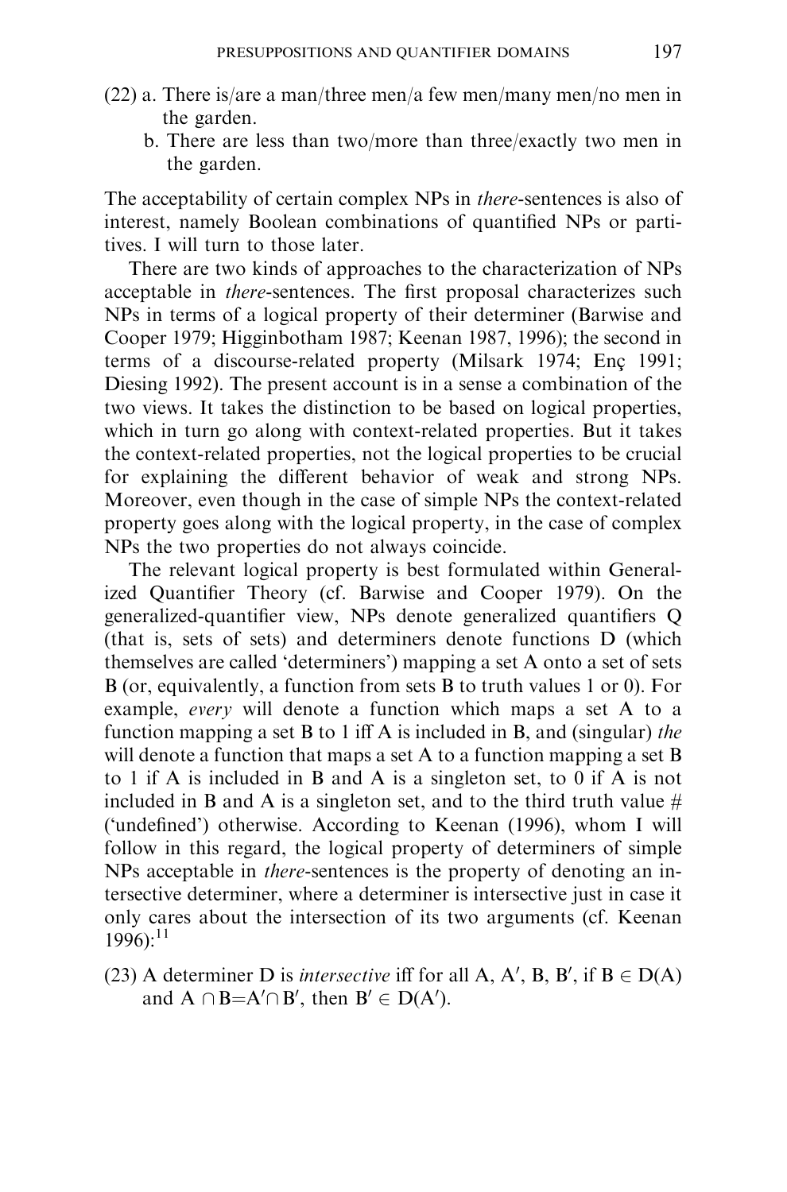(22) a. There is/are a man/three men/a few men/many men/no men in the garden.

b. There are less than two/more than three/exactly two men in the garden.

The acceptability of certain complex NPs in *there*-sentences is also of interest, namely Boolean combinations of quantified NPs or partitives. I will turn to those later.

There are two kinds of approaches to the characterization of NPs acceptable in *there*-sentences. The first proposal characterizes such NPs in terms of a logical property of their determiner (Barwise and Cooper 1979; Higginbotham 1987; Keenan 1987, 1996); the second in terms of a discourse-related property (Milsark 1974; Enç 1991; Diesing 1992). The present account is in a sense a combination of the two views. It takes the distinction to be based on logical properties, which in turn go along with context-related properties. But it takes the context-related properties, not the logical properties to be crucial for explaining the different behavior of weak and strong NPs. Moreover, even though in the case of simple NPs the context-related property goes along with the logical property, in the case of complex NPs the two properties do not always coincide.

The relevant logical property is best formulated within Generalized Quantifier Theory (cf. Barwise and Cooper 1979). On the generalized-quantifier view, NPs denote generalized quantifiers Q (that is, sets of sets) and determiners denote functions D (which themselves are called 'determiners') mapping a set A onto a set of sets B (or, equivalently, a function from sets B to truth values 1 or 0). For example, *every* will denote a function which maps a set A to a function mapping a set B to 1 iff A is included in B, and (singular) *the* will denote a function that maps a set A to a function mapping a set B to 1 if A is included in B and A is a singleton set, to 0 if A is not included in B and A is a singleton set, and to the third truth value # ('undefined') otherwise. According to Keenan (1996), whom I will follow in this regard, the logical property of determiners of simple NPs acceptable in *there*-sentences is the property of denoting an intersective determiner, where a determiner is intersective just in case it only cares about the intersection of its two arguments (cf. Keenan 1996):[11]

(23) A determiner D is *intersective* iff for all $A$, $A'$, $B$, $B'$, if $B \in D(A)$ and $A \cap B = A' \cap B'$, then $B' \in D(A')$.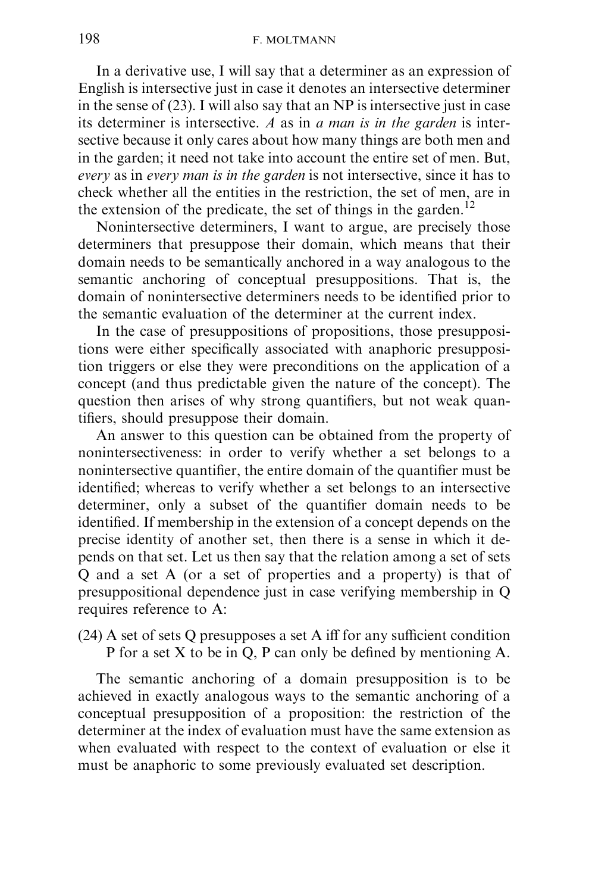In a derivative use, I will say that a determiner as an expression of English is intersective just in case it denotes an intersective determiner in the sense of (23). I will also say that an NP is intersective just in case its determiner is intersective. *A* as in *a man is in the garden* is intersective because it only cares about how many things are both men and in the garden; it need not take into account the entire set of men. But, *every* as in *every man is in the garden* is not intersective, since it has to check whether all the entities in the restriction, the set of men, are in the extension of the predicate, the set of things in the garden.[12]

Nonintersective determiners, I want to argue, are precisely those determiners that presuppose their domain, which means that their domain needs to be semantically anchored in a way analogous to the semantic anchoring of conceptual presuppositions. That is, the domain of nonintersective determiners needs to be identified prior to the semantic evaluation of the determiner at the current index.

In the case of presuppositions of propositions, those presuppositions were either specifically associated with anaphoric presupposition triggers or else they were preconditions on the application of a concept (and thus predictable given the nature of the concept). The question then arises of why strong quantifiers, but not weak quantifiers, should presuppose their domain.

An answer to this question can be obtained from the property of nonintersectiveness: in order to verify whether a set belongs to a nonintersective quantifier, the entire domain of the quantifier must be identified; whereas to verify whether a set belongs to an intersective determiner, only a subset of the quantifier domain needs to be identified. If membership in the extension of a concept depends on the precise identity of another set, then there is a sense in which it depends on that set. Let us then say that the relation among a set of sets Q and a set A (or a set of properties and a property) is that of presuppositional dependence just in case verifying membership in Q requires reference to A:

(24) A set of sets Q presupposes a set A iff for any sufficient condition P for a set X to be in Q, P can only be defined by mentioning A.

The semantic anchoring of a domain presupposition is to be achieved in exactly analogous ways to the semantic anchoring of a conceptual presupposition of a proposition: the restriction of the determiner at the index of evaluation must have the same extension as when evaluated with respect to the context of evaluation or else it must be anaphoric to some previously evaluated set description.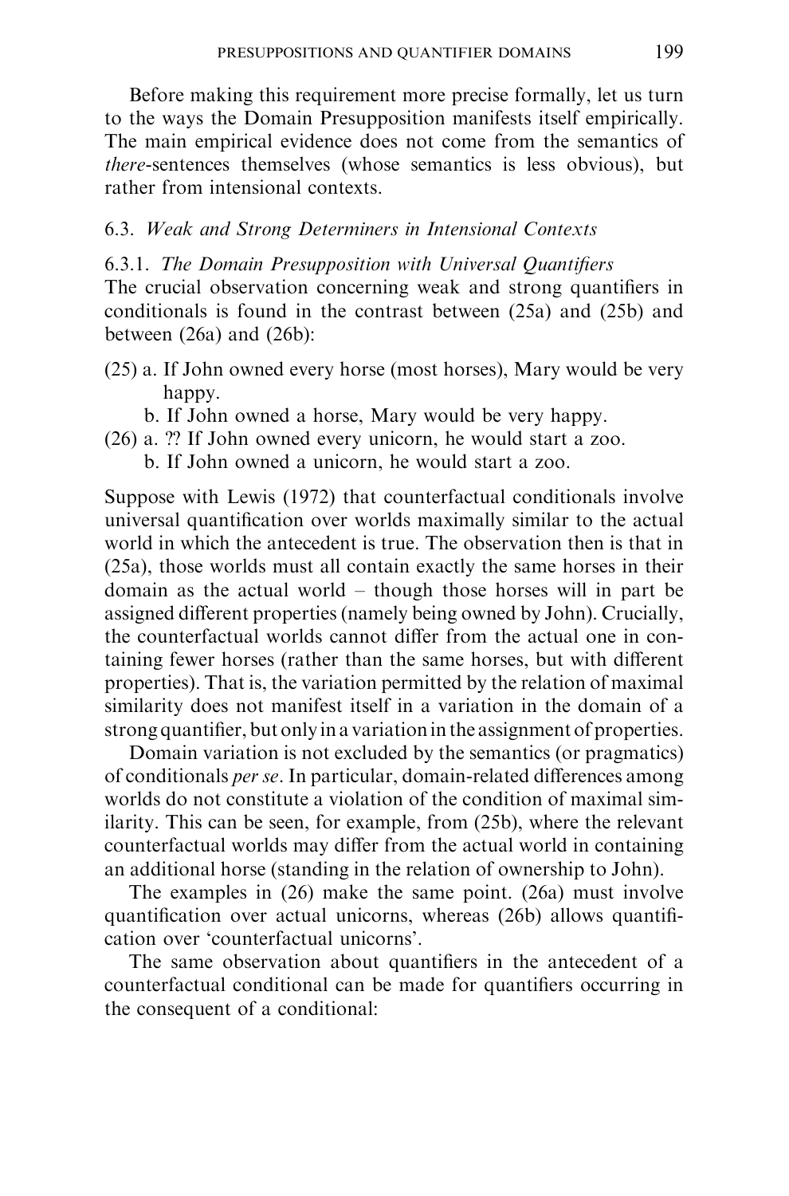Before making this requirement more precise formally, let us turn to the ways the Domain Presupposition manifests itself empirically. The main empirical evidence does not come from the semantics of *there*-sentences themselves (whose semantics is less obvious), but rather from intensional contexts.

### 6.3. *Weak and Strong Determiners in Intensional Contexts*

#### 6.3.1. *The Domain Presupposition with Universal Quantifiers*

The crucial observation concerning weak and strong quantifiers in conditionals is found in the contrast between (25a) and (25b) and between (26a) and (26b):

(25) a. If John owned every horse (most horses), Mary would be very happy.
     b. If John owned a horse, Mary would be very happy.

(26) a. ?? If John owned every unicorn, he would start a zoo.
     b. If John owned a unicorn, he would start a zoo.

Suppose with Lewis (1972) that counterfactual conditionals involve universal quantification over worlds maximally similar to the actual world in which the antecedent is true. The observation then is that in (25a), those worlds must all contain exactly the same horses in their domain as the actual world – though those horses will in part be assigned different properties (namely being owned by John). Crucially, the counterfactual worlds cannot differ from the actual one in containing fewer horses (rather than the same horses, but with different properties). That is, the variation permitted by the relation of maximal similarity does not manifest itself in a variation in the domain of a strong quantifier, but only in a variation in the assignment of properties.

Domain variation is not excluded by the semantics (or pragmatics) of conditionals *per se*. In particular, domain-related differences among worlds do not constitute a violation of the condition of maximal similarity. This can be seen, for example, from (25b), where the relevant counterfactual worlds may differ from the actual world in containing an additional horse (standing in the relation of ownership to John).

The examples in (26) make the same point. (26a) must involve quantification over actual unicorns, whereas (26b) allows quantification over 'counterfactual unicorns'.

The same observation about quantifiers in the antecedent of a counterfactual conditional can be made for quantifiers occurring in the consequent of a conditional: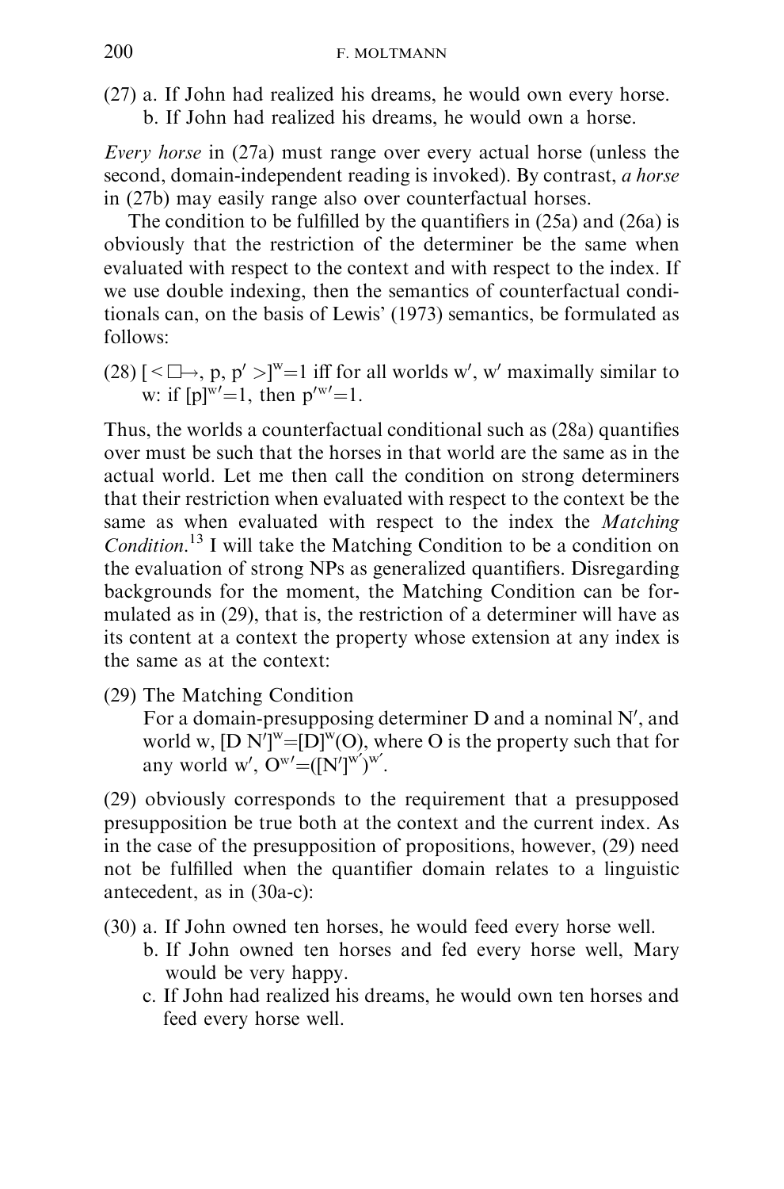(27) a. If John had realized his dreams, he would own every horse.
b. If John had realized his dreams, he would own a horse.

*Every horse* in (27a) must range over every actual horse (unless the second, domain-independent reading is invoked). By contrast, *a horse* in (27b) may easily range also over counterfactual horses.

The condition to be fulfilled by the quantifiers in (25a) and (26a) is obviously that the restriction of the determiner be the same when evaluated with respect to the context and with respect to the index. If we use double indexing, then the semantics of counterfactual conditionals can, on the basis of Lewis' (1973) semantics, be formulated as follows:

(28) $[<\Box\!\!\rightarrow, p, p'>]^{w}=1$ iff for all worlds w′, w′ maximally similar to w: if $[p]^{w'}=1$, then $p'^{w'}=1$.

Thus, the worlds a counterfactual conditional such as (28a) quantifies over must be such that the horses in that world are the same as in the actual world. Let me then call the condition on strong determiners that their restriction when evaluated with respect to the context be the same as when evaluated with respect to the index the *Matching Condition*.[13] I will take the Matching Condition to be a condition on the evaluation of strong NPs as generalized quantifiers. Disregarding backgrounds for the moment, the Matching Condition can be formulated as in (29), that is, the restriction of a determiner will have as its content at a context the property whose extension at any index is the same as at the context:

(29) The Matching Condition
For a domain-presupposing determiner D and a nominal N′, and world w, $[D\ N']^{w}=[D]^{w}(O)$, where O is the property such that for any world w′, $O^{w'}=([N']^{w'})^{w'}$.

(29) obviously corresponds to the requirement that a presupposed presupposition be true both at the context and the current index. As in the case of the presupposition of propositions, however, (29) need not be fulfilled when the quantifier domain relates to a linguistic antecedent, as in (30a-c):

(30) a. If John owned ten horses, he would feed every horse well.
b. If John owned ten horses and fed every horse well, Mary would be very happy.
c. If John had realized his dreams, he would own ten horses and feed every horse well.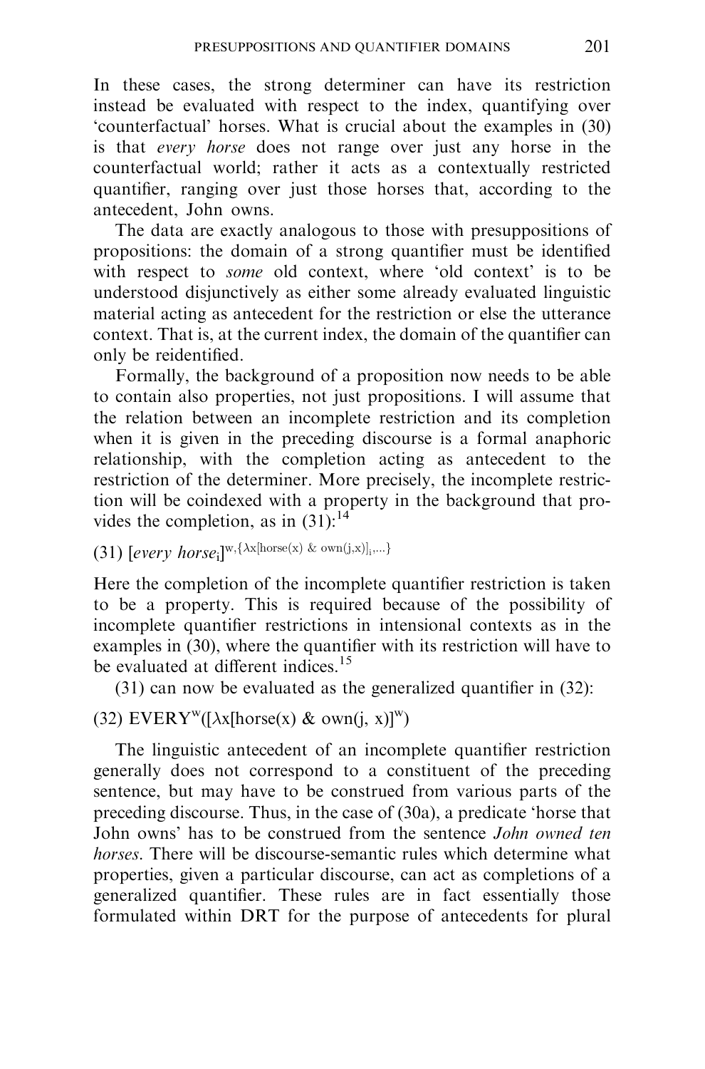In these cases, the strong determiner can have its restriction instead be evaluated with respect to the index, quantifying over 'counterfactual' horses. What is crucial about the examples in (30) is that *every horse* does not range over just any horse in the counterfactual world; rather it acts as a contextually restricted quantifier, ranging over just those horses that, according to the antecedent, John owns.

The data are exactly analogous to those with presuppositions of propositions: the domain of a strong quantifier must be identified with respect to *some* old context, where 'old context' is to be understood disjunctively as either some already evaluated linguistic material acting as antecedent for the restriction or else the utterance context. That is, at the current index, the domain of the quantifier can only be reidentified.

Formally, the background of a proposition now needs to be able to contain also properties, not just propositions. I will assume that the relation between an incomplete restriction and its completion when it is given in the preceding discourse is a formal anaphoric relationship, with the completion acting as antecedent to the restriction of the determiner. More precisely, the incomplete restriction will be coindexed with a property in the background that provides the completion, as in (31):[14]

(31) $[every\ horse_i]^{w,\{\lambda x[horse(x)\ \&\ own(j,x)]_i,\ldots\}}$

Here the completion of the incomplete quantifier restriction is taken to be a property. This is required because of the possibility of incomplete quantifier restrictions in intensional contexts as in the examples in (30), where the quantifier with its restriction will have to be evaluated at different indices.[15]

(31) can now be evaluated as the generalized quantifier in (32):

(32) $\text{EVERY}^w([\lambda x[horse(x)\ \&\ own(j, x)]^w)$

The linguistic antecedent of an incomplete quantifier restriction generally does not correspond to a constituent of the preceding sentence, but may have to be construed from various parts of the preceding discourse. Thus, in the case of (30a), a predicate 'horse that John owns' has to be construed from the sentence *John owned ten horses*. There will be discourse-semantic rules which determine what properties, given a particular discourse, can act as completions of a generalized quantifier. These rules are in fact essentially those formulated within DRT for the purpose of antecedents for plural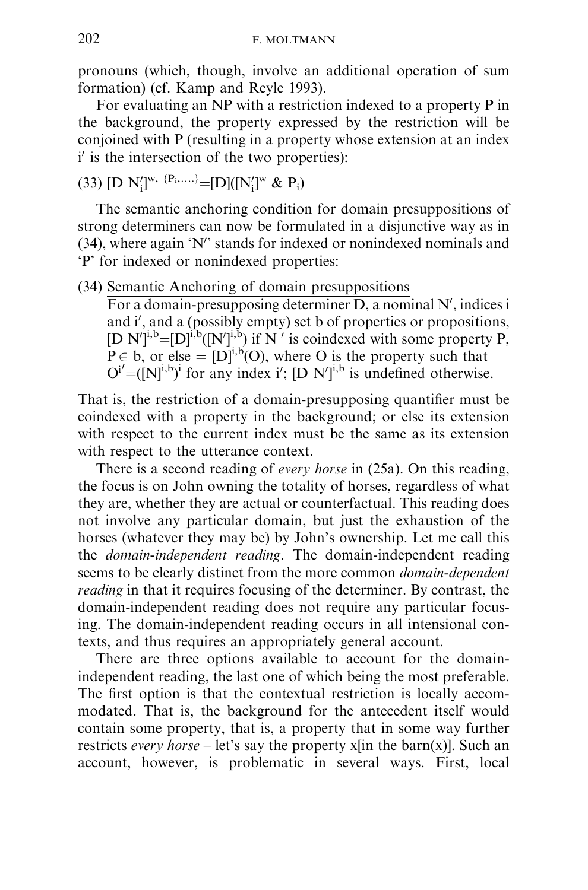pronouns (which, though, involve an additional operation of sum formation) (cf. Kamp and Reyle 1993).

For evaluating an NP with a restriction indexed to a property P in the background, the property expressed by the restriction will be conjoined with P (resulting in a property whose extension at an index i′ is the intersection of the two properties):

(33) $[\mathrm{D}\ \mathrm{N}'_{\mathrm{i}}]^{\mathrm{w},\ \{\mathrm{P}_{\mathrm{i}},\ldots\}} = [\mathrm{D}]([\mathrm{N}'_{\mathrm{i}}]^{\mathrm{w}}\ \&\ \mathrm{P}_{\mathrm{i}})$

The semantic anchoring condition for domain presuppositions of strong determiners can now be formulated in a disjunctive way as in (34), where again 'N′' stands for indexed or nonindexed nominals and 'P' for indexed or nonindexed properties:

(34) Semantic Anchoring of domain presuppositions
For a domain-presupposing determiner D, a nominal N′, indices i and i′, and a (possibly empty) set b of properties or propositions, $[\mathrm{D}\ \mathrm{N}']^{\mathrm{i,b}} = [\mathrm{D}]^{\mathrm{i,b}}([\mathrm{N}']^{\mathrm{i,b}})$ if N′ is coindexed with some property P, $\mathrm{P} \in \mathrm{b}$, or else $= [\mathrm{D}]^{\mathrm{i,b}}(\mathrm{O})$, where O is the property such that $\mathrm{O}^{\mathrm{i}'} = ([\mathrm{N}]^{\mathrm{i,b}})^{\mathrm{i}}$ for any index i′; $[\mathrm{D}\ \mathrm{N}']^{\mathrm{i,b}}$ is undefined otherwise.

That is, the restriction of a domain-presupposing quantifier must be coindexed with a property in the background; or else its extension with respect to the current index must be the same as its extension with respect to the utterance context.

There is a second reading of *every horse* in (25a). On this reading, the focus is on John owning the totality of horses, regardless of what they are, whether they are actual or counterfactual. This reading does not involve any particular domain, but just the exhaustion of the horses (whatever they may be) by John's ownership. Let me call this the *domain-independent reading*. The domain-independent reading seems to be clearly distinct from the more common *domain-dependent reading* in that it requires focusing of the determiner. By contrast, the domain-independent reading does not require any particular focusing. The domain-independent reading occurs in all intensional contexts, and thus requires an appropriately general account.

There are three options available to account for the domain-independent reading, the last one of which being the most preferable. The first option is that the contextual restriction is locally accommodated. That is, the background for the antecedent itself would contain some property, that is, a property that in some way further restricts *every horse* – let's say the property x[in the barn(x)]. Such an account, however, is problematic in several ways. First, local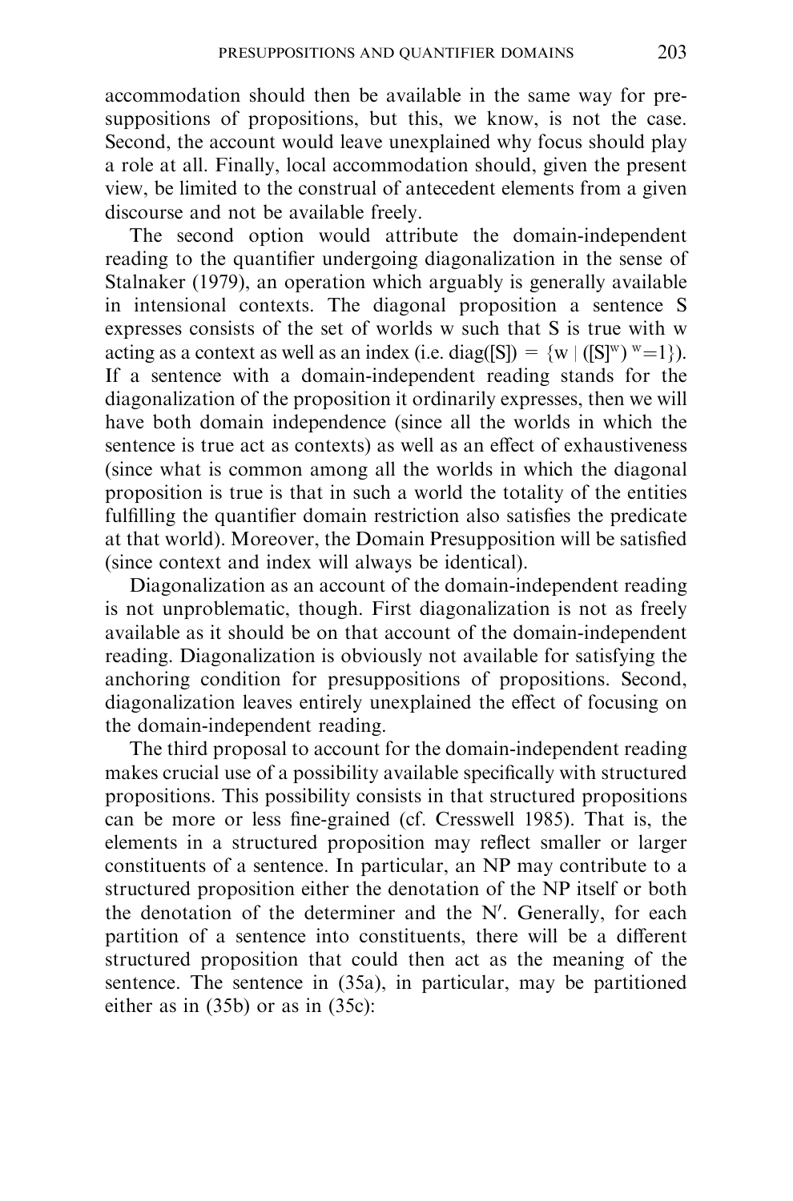accommodation should then be available in the same way for presuppositions of propositions, but this, we know, is not the case. Second, the account would leave unexplained why focus should play a role at all. Finally, local accommodation should, given the present view, be limited to the construal of antecedent elements from a given discourse and not be available freely.

The second option would attribute the domain-independent reading to the quantifier undergoing diagonalization in the sense of Stalnaker (1979), an operation which arguably is generally available in intensional contexts. The diagonal proposition a sentence S expresses consists of the set of worlds w such that S is true with w acting as a context as well as an index (i.e. $\text{diag}([S]) = \{w \mid ([S]^{w})^{w}=1\}$). If a sentence with a domain-independent reading stands for the diagonalization of the proposition it ordinarily expresses, then we will have both domain independence (since all the worlds in which the sentence is true act as contexts) as well as an effect of exhaustiveness (since what is common among all the worlds in which the diagonal proposition is true is that in such a world the totality of the entities fulfilling the quantifier domain restriction also satisfies the predicate at that world). Moreover, the Domain Presupposition will be satisfied (since context and index will always be identical).

Diagonalization as an account of the domain-independent reading is not unproblematic, though. First diagonalization is not as freely available as it should be on that account of the domain-independent reading. Diagonalization is obviously not available for satisfying the anchoring condition for presuppositions of propositions. Second, diagonalization leaves entirely unexplained the effect of focusing on the domain-independent reading.

The third proposal to account for the domain-independent reading makes crucial use of a possibility available specifically with structured propositions. This possibility consists in that structured propositions can be more or less fine-grained (cf. Cresswell 1985). That is, the elements in a structured proposition may reflect smaller or larger constituents of a sentence. In particular, an NP may contribute to a structured proposition either the denotation of the NP itself or both the denotation of the determiner and the N′. Generally, for each partition of a sentence into constituents, there will be a different structured proposition that could then act as the meaning of the sentence. The sentence in (35a), in particular, may be partitioned either as in (35b) or as in (35c):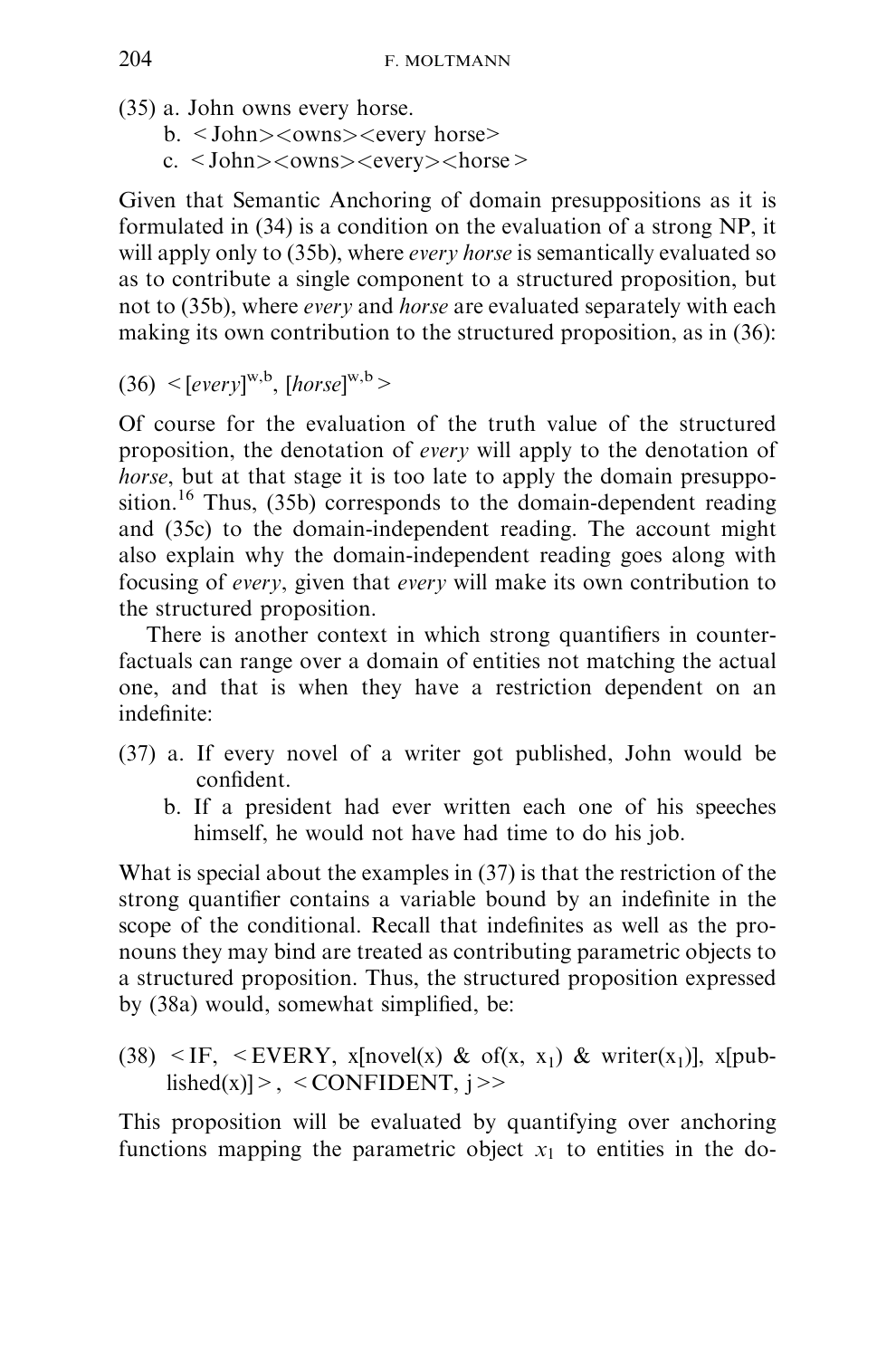(35) a. John owns every horse.

b. <John><owns><every horse>

c. <John><owns><every><horse>

Given that Semantic Anchoring of domain presuppositions as it is formulated in (34) is a condition on the evaluation of a strong NP, it will apply only to (35b), where *every horse* is semantically evaluated so as to contribute a single component to a structured proposition, but not to (35b), where *every* and *horse* are evaluated separately with each making its own contribution to the structured proposition, as in (36):

(36) $<[every]^{w,b}, [horse]^{w,b}>$

Of course for the evaluation of the truth value of the structured proposition, the denotation of *every* will apply to the denotation of *horse*, but at that stage it is too late to apply the domain presupposition.[16] Thus, (35b) corresponds to the domain-dependent reading and (35c) to the domain-independent reading. The account might also explain why the domain-independent reading goes along with focusing of *every*, given that *every* will make its own contribution to the structured proposition.

There is another context in which strong quantifiers in counterfactuals can range over a domain of entities not matching the actual one, and that is when they have a restriction dependent on an indefinite:

(37) a. If every novel of a writer got published, John would be confident.

b. If a president had ever written each one of his speeches himself, he would not have had time to do his job.

What is special about the examples in (37) is that the restriction of the strong quantifier contains a variable bound by an indefinite in the scope of the conditional. Recall that indefinites as well as the pronouns they may bind are treated as contributing parametric objects to a structured proposition. Thus, the structured proposition expressed by (38a) would, somewhat simplified, be:

(38) $<$IF, $<$EVERY, x[novel(x) & of(x, $x_1$) & writer($x_1$)], x[published(x)]$>$, $<$CONFIDENT, j$>>$

This proposition will be evaluated by quantifying over anchoring functions mapping the parametric object $x_1$ to entities in the do-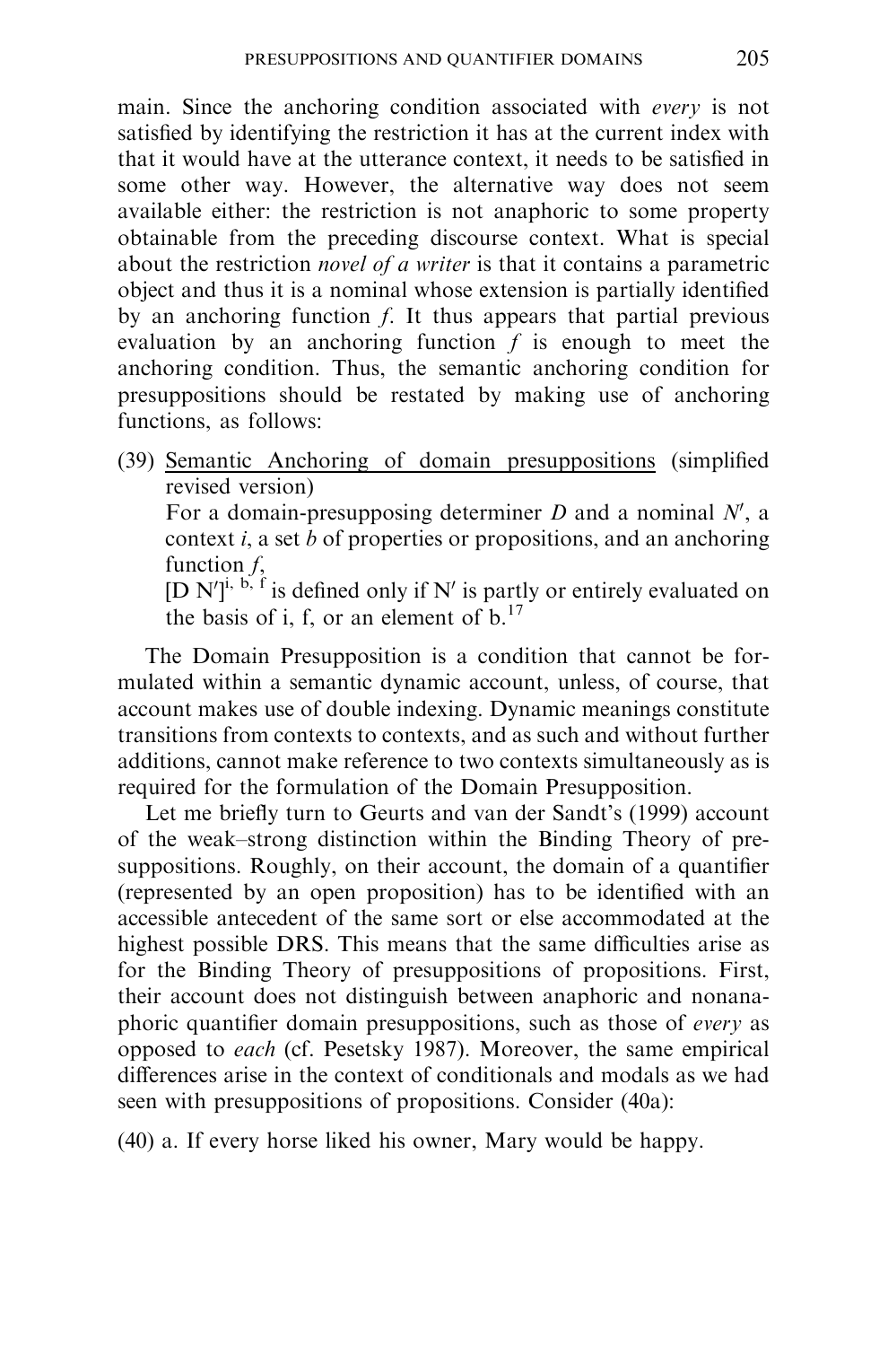main. Since the anchoring condition associated with *every* is not satisfied by identifying the restriction it has at the current index with that it would have at the utterance context, it needs to be satisfied in some other way. However, the alternative way does not seem available either: the restriction is not anaphoric to some property obtainable from the preceding discourse context. What is special about the restriction *novel of a writer* is that it contains a parametric object and thus it is a nominal whose extension is partially identified by an anchoring function *f*. It thus appears that partial previous evaluation by an anchoring function *f* is enough to meet the anchoring condition. Thus, the semantic anchoring condition for presuppositions should be restated by making use of anchoring functions, as follows:

(39) <u>Semantic Anchoring of domain presuppositions</u> (simplified revised version)
For a domain-presupposing determiner *D* and a nominal $N'$, a context *i*, a set *b* of properties or propositions, and an anchoring function *f*,
$[D\ N']^{i,\ b,\ f}$ is defined only if $N'$ is partly or entirely evaluated on the basis of i, f, or an element of b.[17]

The Domain Presupposition is a condition that cannot be formulated within a semantic dynamic account, unless, of course, that account makes use of double indexing. Dynamic meanings constitute transitions from contexts to contexts, and as such and without further additions, cannot make reference to two contexts simultaneously as is required for the formulation of the Domain Presupposition.

Let me briefly turn to Geurts and van der Sandt's (1999) account of the weak–strong distinction within the Binding Theory of presuppositions. Roughly, on their account, the domain of a quantifier (represented by an open proposition) has to be identified with an accessible antecedent of the same sort or else accommodated at the highest possible DRS. This means that the same difficulties arise as for the Binding Theory of presuppositions of propositions. First, their account does not distinguish between anaphoric and nonanaphoric quantifier domain presuppositions, such as those of *every* as opposed to *each* (cf. Pesetsky 1987). Moreover, the same empirical differences arise in the context of conditionals and modals as we had seen with presuppositions of propositions. Consider (40a):

(40) a. If every horse liked his owner, Mary would be happy.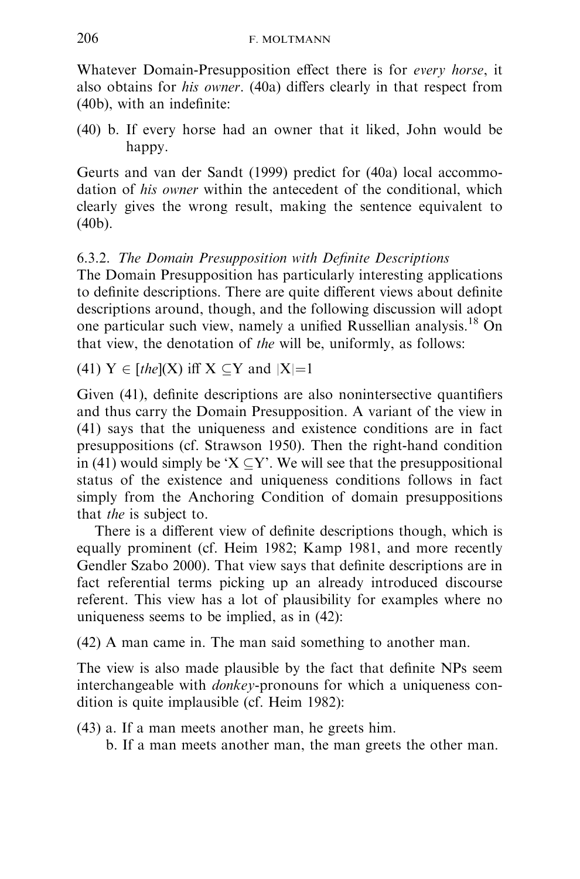Whatever Domain-Presupposition effect there is for *every horse*, it also obtains for *his owner*. (40a) differs clearly in that respect from (40b), with an indefinite:

(40) b. If every horse had an owner that it liked, John would be happy.

Geurts and van der Sandt (1999) predict for (40a) local accommodation of *his owner* within the antecedent of the conditional, which clearly gives the wrong result, making the sentence equivalent to (40b).

### 6.3.2. *The Domain Presupposition with Definite Descriptions*

The Domain Presupposition has particularly interesting applications to definite descriptions. There are quite different views about definite descriptions around, though, and the following discussion will adopt one particular such view, namely a unified Russellian analysis.[18] On that view, the denotation of *the* will be, uniformly, as follows:

(41) $Y \in [the](X)$ iff $X \subseteq Y$ and $|X|=1$

Given (41), definite descriptions are also nonintersective quantifiers and thus carry the Domain Presupposition. A variant of the view in (41) says that the uniqueness and existence conditions are in fact presuppositions (cf. Strawson 1950). Then the right-hand condition in (41) would simply be '$X \subseteq Y$'. We will see that the presuppositional status of the existence and uniqueness conditions follows in fact simply from the Anchoring Condition of domain presuppositions that *the* is subject to.

There is a different view of definite descriptions though, which is equally prominent (cf. Heim 1982; Kamp 1981, and more recently Gendler Szabo 2000). That view says that definite descriptions are in fact referential terms picking up an already introduced discourse referent. This view has a lot of plausibility for examples where no uniqueness seems to be implied, as in (42):

(42) A man came in. The man said something to another man.

The view is also made plausible by the fact that definite NPs seem interchangeable with *donkey*-pronouns for which a uniqueness condition is quite implausible (cf. Heim 1982):

(43) a. If a man meets another man, he greets him.
b. If a man meets another man, the man greets the other man.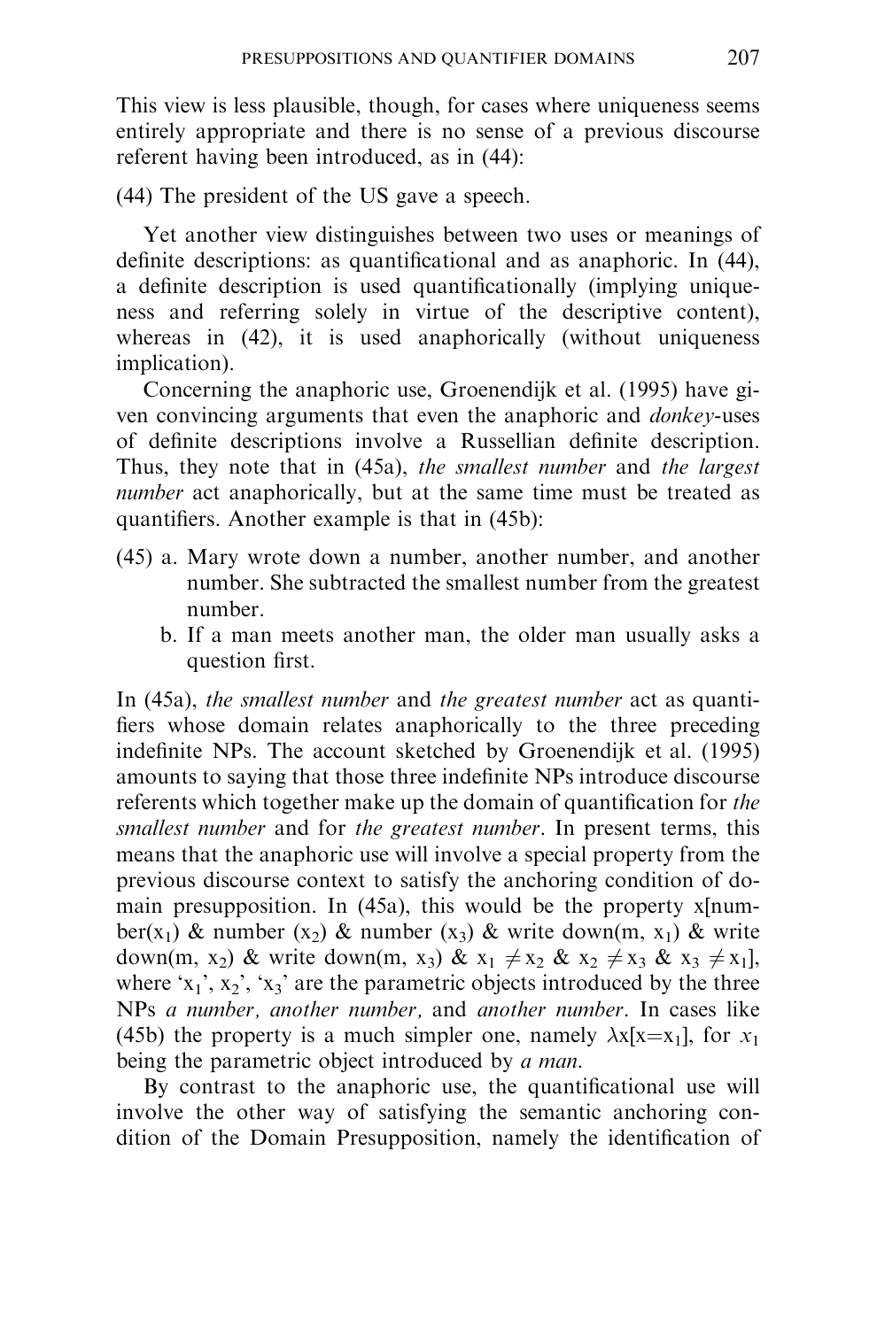This view is less plausible, though, for cases where uniqueness seems entirely appropriate and there is no sense of a previous discourse referent having been introduced, as in (44):

(44) The president of the US gave a speech.

Yet another view distinguishes between two uses or meanings of definite descriptions: as quantificational and as anaphoric. In (44), a definite description is used quantificationally (implying uniqueness and referring solely in virtue of the descriptive content), whereas in (42), it is used anaphorically (without uniqueness implication).

Concerning the anaphoric use, Groenendijk et al. (1995) have given convincing arguments that even the anaphoric and *donkey*-uses of definite descriptions involve a Russellian definite description. Thus, they note that in (45a), *the smallest number* and *the largest number* act anaphorically, but at the same time must be treated as quantifiers. Another example is that in (45b):

(45) a. Mary wrote down a number, another number, and another number. She subtracted the smallest number from the greatest number.
 b. If a man meets another man, the older man usually asks a question first.

In (45a), *the smallest number* and *the greatest number* act as quantifiers whose domain relates anaphorically to the three preceding indefinite NPs. The account sketched by Groenendijk et al. (1995) amounts to saying that those three indefinite NPs introduce discourse referents which together make up the domain of quantification for *the smallest number* and for *the greatest number*. In present terms, this means that the anaphoric use will involve a special property from the previous discourse context to satisfy the anchoring condition of domain presupposition. In (45a), this would be the property x[number($x_1$) & number ($x_2$) & number ($x_3$) & write down(m, $x_1$) & write down(m, $x_2$) & write down(m, $x_3$) & $x_1 \neq x_2$ & $x_2 \neq x_3$ & $x_3 \neq x_1$], where '$x_1$', $x_2$', '$x_3$' are the parametric objects introduced by the three NPs *a number, another number,* and *another number*. In cases like (45b) the property is a much simpler one, namely $\lambda x[x=x_1]$, for $x_1$ being the parametric object introduced by *a man*.

By contrast to the anaphoric use, the quantificational use will involve the other way of satisfying the semantic anchoring condition of the Domain Presupposition, namely the identification of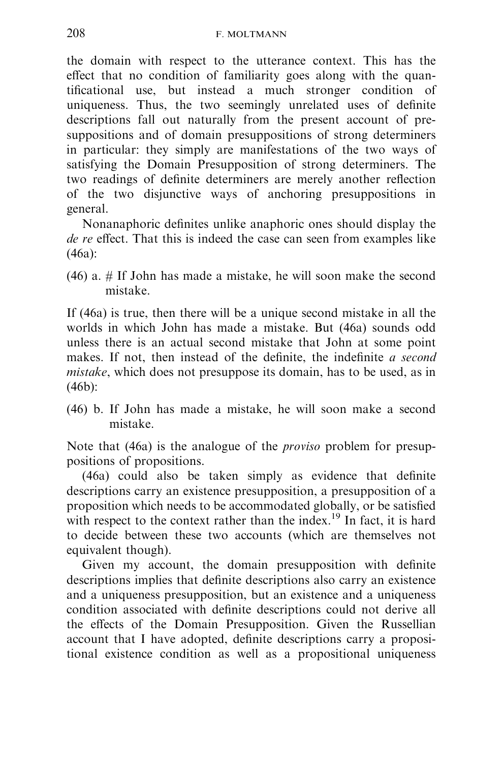the domain with respect to the utterance context. This has the effect that no condition of familiarity goes along with the quantificational use, but instead a much stronger condition of uniqueness. Thus, the two seemingly unrelated uses of definite descriptions fall out naturally from the present account of presuppositions and of domain presuppositions of strong determiners in particular: they simply are manifestations of the two ways of satisfying the Domain Presupposition of strong determiners. The two readings of definite determiners are merely another reflection of the two disjunctive ways of anchoring presuppositions in general.

Nonanaphoric definites unlike anaphoric ones should display the *de re* effect. That this is indeed the case can seen from examples like (46a):

(46) a. # If John has made a mistake, he will soon make the second mistake.

If (46a) is true, then there will be a unique second mistake in all the worlds in which John has made a mistake. But (46a) sounds odd unless there is an actual second mistake that John at some point makes. If not, then instead of the definite, the indefinite *a second mistake*, which does not presuppose its domain, has to be used, as in (46b):

(46) b. If John has made a mistake, he will soon make a second mistake.

Note that (46a) is the analogue of the *proviso* problem for presuppositions of propositions.

(46a) could also be taken simply as evidence that definite descriptions carry an existence presupposition, a presupposition of a proposition which needs to be accommodated globally, or be satisfied with respect to the context rather than the index.[19] In fact, it is hard to decide between these two accounts (which are themselves not equivalent though).

Given my account, the domain presupposition with definite descriptions implies that definite descriptions also carry an existence and a uniqueness presupposition, but an existence and a uniqueness condition associated with definite descriptions could not derive all the effects of the Domain Presupposition. Given the Russellian account that I have adopted, definite descriptions carry a propositional existence condition as well as a propositional uniqueness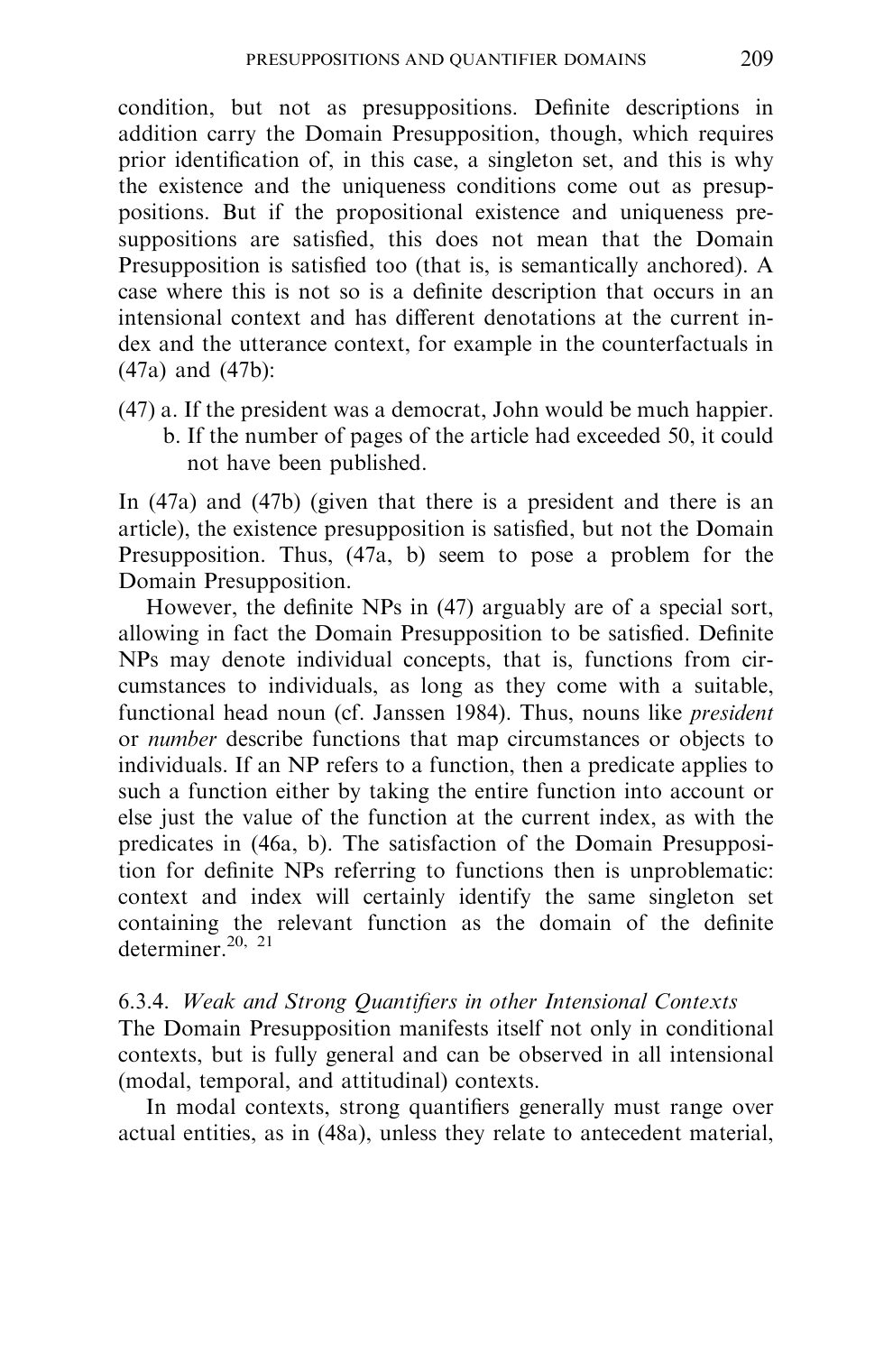condition, but not as presuppositions. Definite descriptions in addition carry the Domain Presupposition, though, which requires prior identification of, in this case, a singleton set, and this is why the existence and the uniqueness conditions come out as presuppositions. But if the propositional existence and uniqueness presuppositions are satisfied, this does not mean that the Domain Presupposition is satisfied too (that is, is semantically anchored). A case where this is not so is a definite description that occurs in an intensional context and has different denotations at the current index and the utterance context, for example in the counterfactuals in (47a) and (47b):

(47) a. If the president was a democrat, John would be much happier.
 b. If the number of pages of the article had exceeded 50, it could not have been published.

In (47a) and (47b) (given that there is a president and there is an article), the existence presupposition is satisfied, but not the Domain Presupposition. Thus, (47a, b) seem to pose a problem for the Domain Presupposition.

However, the definite NPs in (47) arguably are of a special sort, allowing in fact the Domain Presupposition to be satisfied. Definite NPs may denote individual concepts, that is, functions from circumstances to individuals, as long as they come with a suitable, functional head noun (cf. Janssen 1984). Thus, nouns like *president* or *number* describe functions that map circumstances or objects to individuals. If an NP refers to a function, then a predicate applies to such a function either by taking the entire function into account or else just the value of the function at the current index, as with the predicates in (46a, b). The satisfaction of the Domain Presupposition for definite NPs referring to functions then is unproblematic: context and index will certainly identify the same singleton set containing the relevant function as the domain of the definite determiner.[20, 21]

### 6.3.4. *Weak and Strong Quantifiers in other Intensional Contexts*

The Domain Presupposition manifests itself not only in conditional contexts, but is fully general and can be observed in all intensional (modal, temporal, and attitudinal) contexts.

In modal contexts, strong quantifiers generally must range over actual entities, as in (48a), unless they relate to antecedent material,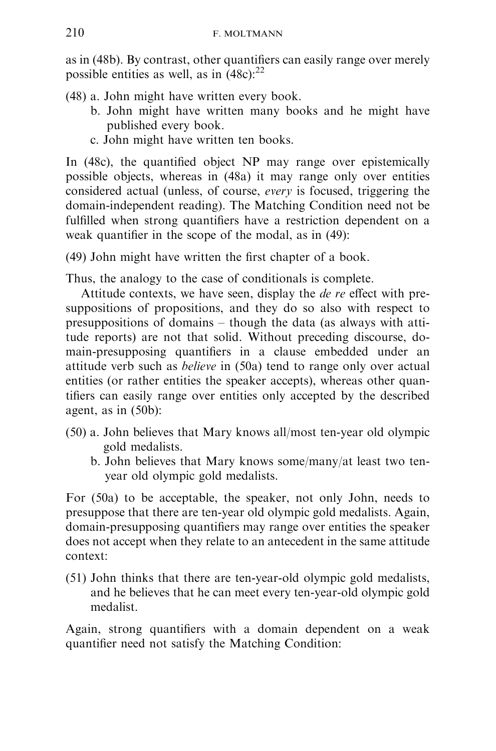as in (48b). By contrast, other quantifiers can easily range over merely possible entities as well, as in (48c):[22]

(48) a. John might have written every book.
  b. John might have written many books and he might have published every book.
  c. John might have written ten books.

In (48c), the quantified object NP may range over epistemically possible objects, whereas in (48a) it may range only over entities considered actual (unless, of course, *every* is focused, triggering the domain-independent reading). The Matching Condition need not be fulfilled when strong quantifiers have a restriction dependent on a weak quantifier in the scope of the modal, as in (49):

(49) John might have written the first chapter of a book.

Thus, the analogy to the case of conditionals is complete.

Attitude contexts, we have seen, display the *de re* effect with presuppositions of propositions, and they do so also with respect to presuppositions of domains – though the data (as always with attitude reports) are not that solid. Without preceding discourse, domain-presupposing quantifiers in a clause embedded under an attitude verb such as *believe* in (50a) tend to range only over actual entities (or rather entities the speaker accepts), whereas other quantifiers can easily range over entities only accepted by the described agent, as in (50b):

(50) a. John believes that Mary knows all/most ten-year old olympic gold medalists.
  b. John believes that Mary knows some/many/at least two ten-year old olympic gold medalists.

For (50a) to be acceptable, the speaker, not only John, needs to presuppose that there are ten-year old olympic gold medalists. Again, domain-presupposing quantifiers may range over entities the speaker does not accept when they relate to an antecedent in the same attitude context:

(51) John thinks that there are ten-year-old olympic gold medalists, and he believes that he can meet every ten-year-old olympic gold medalist.

Again, strong quantifiers with a domain dependent on a weak quantifier need not satisfy the Matching Condition: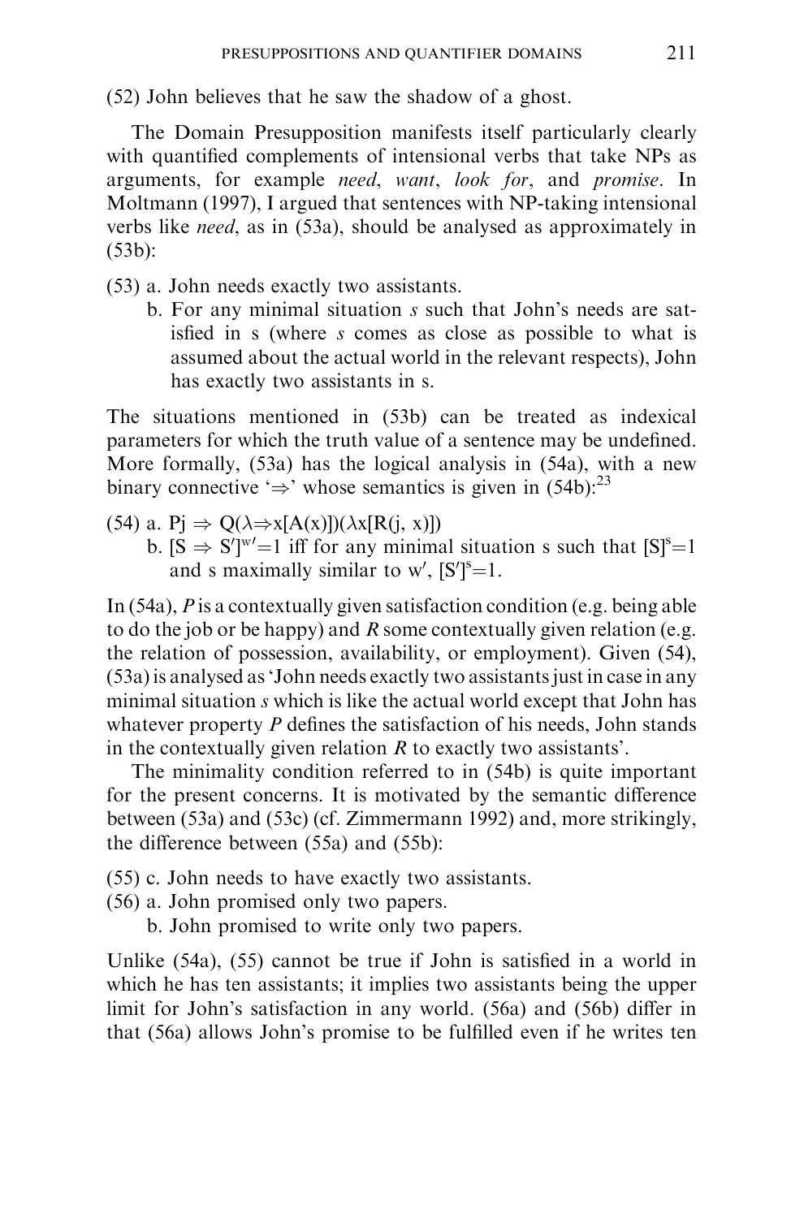(52) John believes that he saw the shadow of a ghost.

The Domain Presupposition manifests itself particularly clearly with quantified complements of intensional verbs that take NPs as arguments, for example *need*, *want*, *look for*, and *promise*. In Moltmann (1997), I argued that sentences with NP-taking intensional verbs like *need*, as in (53a), should be analysed as approximately in (53b):

(53) a. John needs exactly two assistants.
  b. For any minimal situation *s* such that John's needs are satisfied in s (where *s* comes as close as possible to what is assumed about the actual world in the relevant respects), John has exactly two assistants in s.

The situations mentioned in (53b) can be treated as indexical parameters for which the truth value of a sentence may be undefined. More formally, (53a) has the logical analysis in (54a), with a new binary connective '$\Rightarrow$' whose semantics is given in (54b):[23]

(54) a. $Pj \Rightarrow Q(\lambda\Rightarrow x[A(x)])(\lambda x[R(j, x)])$
  b. $[S \Rightarrow S']^{w'}=1$ iff for any minimal situation s such that $[S]^{s}=1$ and s maximally similar to w′, $[S']^{s}=1$.

In (54a), *P* is a contextually given satisfaction condition (e.g. being able to do the job or be happy) and *R* some contextually given relation (e.g. the relation of possession, availability, or employment). Given (54), (53a) is analysed as 'John needs exactly two assistants just in case in any minimal situation *s* which is like the actual world except that John has whatever property *P* defines the satisfaction of his needs, John stands in the contextually given relation *R* to exactly two assistants'.

The minimality condition referred to in (54b) is quite important for the present concerns. It is motivated by the semantic difference between (53a) and (53c) (cf. Zimmermann 1992) and, more strikingly, the difference between (55a) and (55b):

(55) c. John needs to have exactly two assistants.
(56) a. John promised only two papers.
  b. John promised to write only two papers.

Unlike (54a), (55) cannot be true if John is satisfied in a world in which he has ten assistants; it implies two assistants being the upper limit for John's satisfaction in any world. (56a) and (56b) differ in that (56a) allows John's promise to be fulfilled even if he writes ten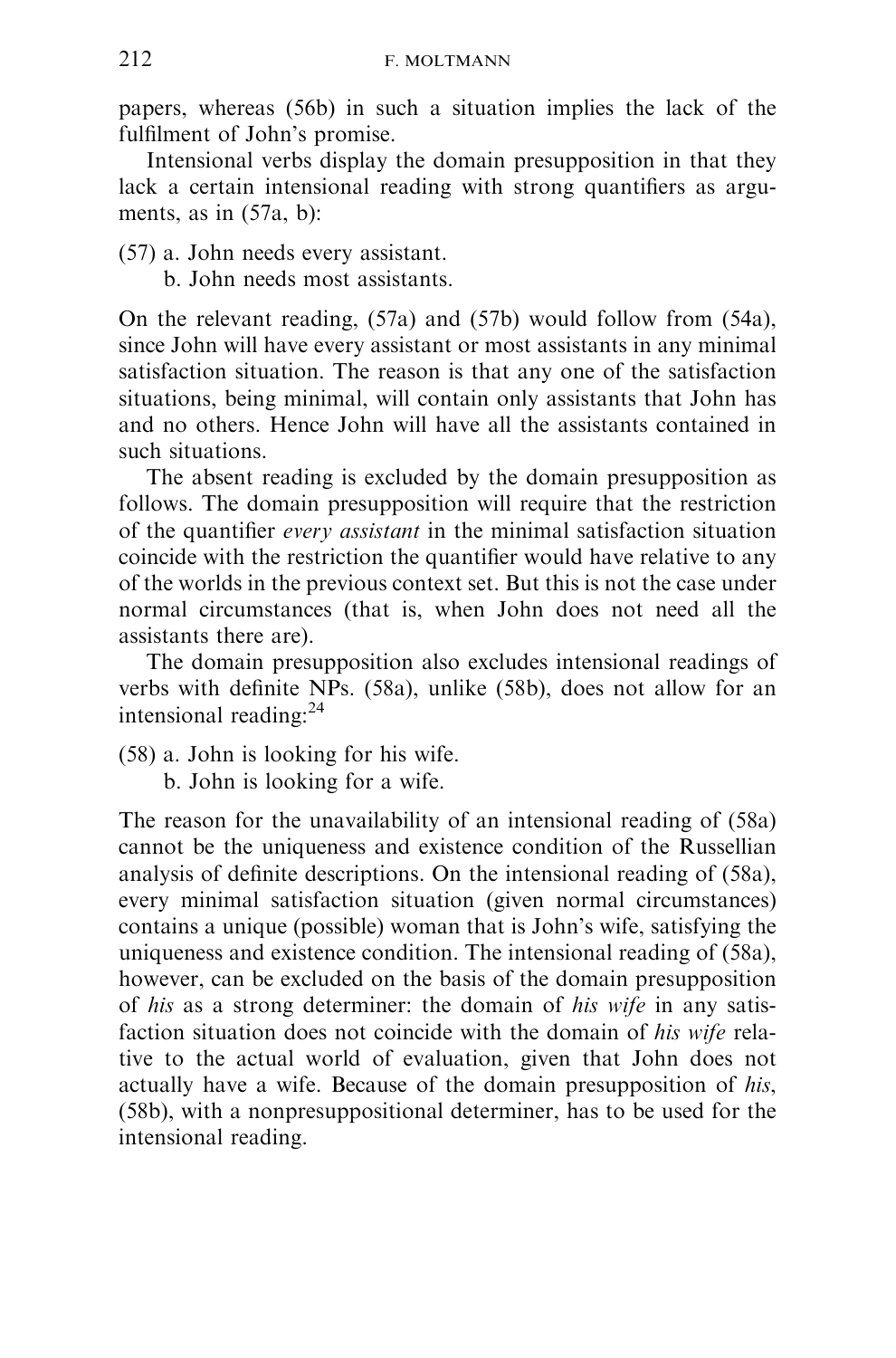papers, whereas (56b) in such a situation implies the lack of the fulfilment of John's promise.

Intensional verbs display the domain presupposition in that they lack a certain intensional reading with strong quantifiers as arguments, as in (57a, b):

(57) a. John needs every assistant.
b. John needs most assistants.

On the relevant reading, (57a) and (57b) would follow from (54a), since John will have every assistant or most assistants in any minimal satisfaction situation. The reason is that any one of the satisfaction situations, being minimal, will contain only assistants that John has and no others. Hence John will have all the assistants contained in such situations.

The absent reading is excluded by the domain presupposition as follows. The domain presupposition will require that the restriction of the quantifier *every assistant* in the minimal satisfaction situation coincide with the restriction the quantifier would have relative to any of the worlds in the previous context set. But this is not the case under normal circumstances (that is, when John does not need all the assistants there are).

The domain presupposition also excludes intensional readings of verbs with definite NPs. (58a), unlike (58b), does not allow for an intensional reading:[24]

(58) a. John is looking for his wife.
b. John is looking for a wife.

The reason for the unavailability of an intensional reading of (58a) cannot be the uniqueness and existence condition of the Russellian analysis of definite descriptions. On the intensional reading of (58a), every minimal satisfaction situation (given normal circumstances) contains a unique (possible) woman that is John's wife, satisfying the uniqueness and existence condition. The intensional reading of (58a), however, can be excluded on the basis of the domain presupposition of *his* as a strong determiner: the domain of *his wife* in any satisfaction situation does not coincide with the domain of *his wife* relative to the actual world of evaluation, given that John does not actually have a wife. Because of the domain presupposition of *his*, (58b), with a nonpresuppositional determiner, has to be used for the intensional reading.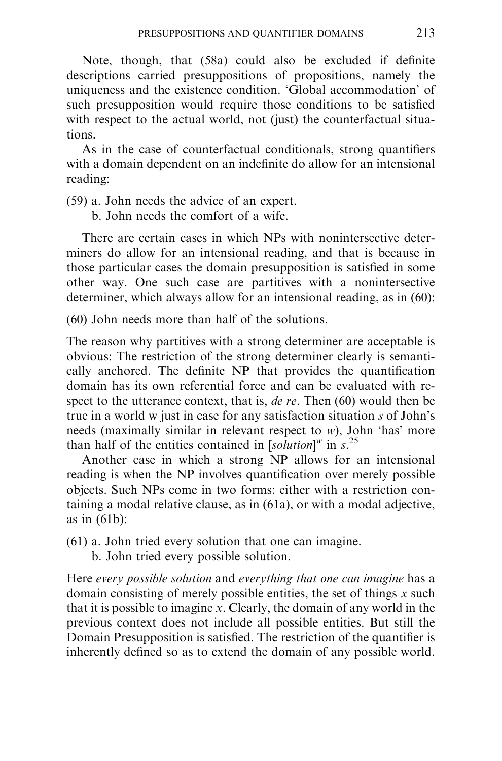Note, though, that (58a) could also be excluded if definite descriptions carried presuppositions of propositions, namely the uniqueness and the existence condition. 'Global accommodation' of such presupposition would require those conditions to be satisfied with respect to the actual world, not (just) the counterfactual situations.

As in the case of counterfactual conditionals, strong quantifiers with a domain dependent on an indefinite do allow for an intensional reading:

(59) a. John needs the advice of an expert.
 b. John needs the comfort of a wife.

There are certain cases in which NPs with nonintersective determiners do allow for an intensional reading, and that is because in those particular cases the domain presupposition is satisfied in some other way. One such case are partitives with a nonintersective determiner, which always allow for an intensional reading, as in (60):

(60) John needs more than half of the solutions.

The reason why partitives with a strong determiner are acceptable is obvious: The restriction of the strong determiner clearly is semantically anchored. The definite NP that provides the quantification domain has its own referential force and can be evaluated with respect to the utterance context, that is, *de re*. Then (60) would then be true in a world w just in case for any satisfaction situation $s$ of John's needs (maximally similar in relevant respect to $w$), John 'has' more than half of the entities contained in $[solution]^{w}$ in $s$.[25]

Another case in which a strong NP allows for an intensional reading is when the NP involves quantification over merely possible objects. Such NPs come in two forms: either with a restriction containing a modal relative clause, as in (61a), or with a modal adjective, as in (61b):

(61) a. John tried every solution that one can imagine.
 b. John tried every possible solution.

Here *every possible solution* and *everything that one can imagine* has a domain consisting of merely possible entities, the set of things $x$ such that it is possible to imagine $x$. Clearly, the domain of any world in the previous context does not include all possible entities. But still the Domain Presupposition is satisfied. The restriction of the quantifier is inherently defined so as to extend the domain of any possible world.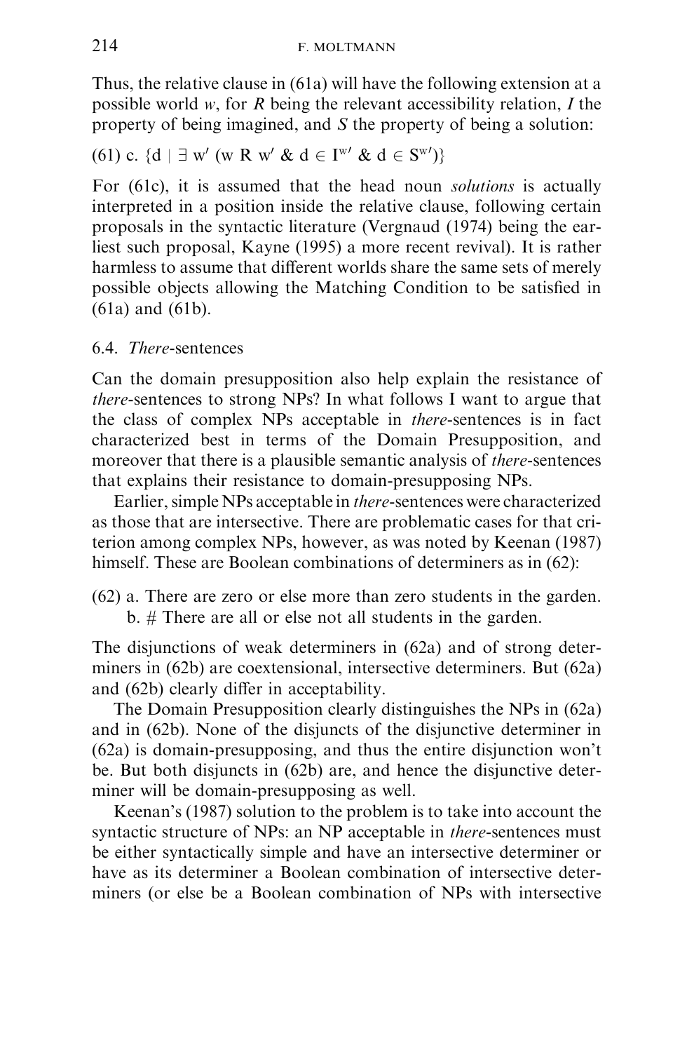Thus, the relative clause in (61a) will have the following extension at a possible world $w$, for $R$ being the relevant accessibility relation, $I$ the property of being imagined, and $S$ the property of being a solution:

(61) c. $\{d \mid \exists w' (w\ R\ w' \ \&\ d \in I^{w'} \ \&\ d \in S^{w'})\}$

For (61c), it is assumed that the head noun *solutions* is actually interpreted in a position inside the relative clause, following certain proposals in the syntactic literature (Vergnaud (1974) being the earliest such proposal, Kayne (1995) a more recent revival). It is rather harmless to assume that different worlds share the same sets of merely possible objects allowing the Matching Condition to be satisfied in (61a) and (61b).

### 6.4. *There*-sentences

Can the domain presupposition also help explain the resistance of *there*-sentences to strong NPs? In what follows I want to argue that the class of complex NPs acceptable in *there*-sentences is in fact characterized best in terms of the Domain Presupposition, and moreover that there is a plausible semantic analysis of *there*-sentences that explains their resistance to domain-presupposing NPs.

Earlier, simple NPs acceptable in *there*-sentences were characterized as those that are intersective. There are problematic cases for that criterion among complex NPs, however, as was noted by Keenan (1987) himself. These are Boolean combinations of determiners as in (62):

(62) a. There are zero or else more than zero students in the garden.
  b. # There are all or else not all students in the garden.

The disjunctions of weak determiners in (62a) and of strong determiners in (62b) are coextensional, intersective determiners. But (62a) and (62b) clearly differ in acceptability.

The Domain Presupposition clearly distinguishes the NPs in (62a) and in (62b). None of the disjuncts of the disjunctive determiner in (62a) is domain-presupposing, and thus the entire disjunction won't be. But both disjuncts in (62b) are, and hence the disjunctive determiner will be domain-presupposing as well.

Keenan's (1987) solution to the problem is to take into account the syntactic structure of NPs: an NP acceptable in *there*-sentences must be either syntactically simple and have an intersective determiner or have as its determiner a Boolean combination of intersective determiners (or else be a Boolean combination of NPs with intersective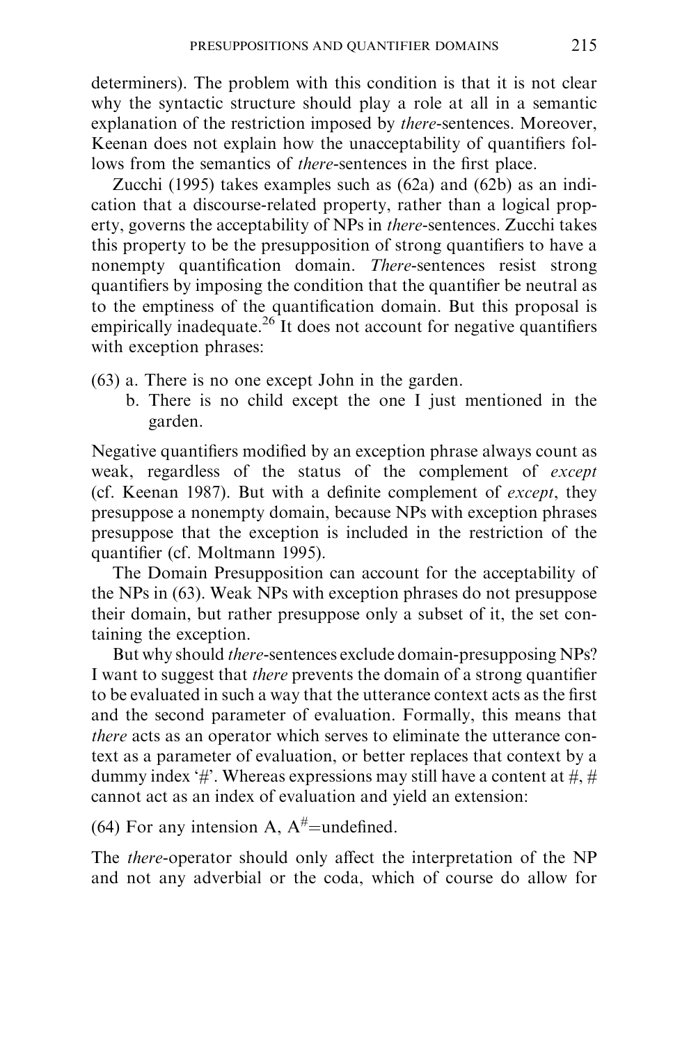determiners). The problem with this condition is that it is not clear why the syntactic structure should play a role at all in a semantic explanation of the restriction imposed by *there*-sentences. Moreover, Keenan does not explain how the unacceptability of quantifiers follows from the semantics of *there*-sentences in the first place.

Zucchi (1995) takes examples such as (62a) and (62b) as an indication that a discourse-related property, rather than a logical property, governs the acceptability of NPs in *there*-sentences. Zucchi takes this property to be the presupposition of strong quantifiers to have a nonempty quantification domain. *There*-sentences resist strong quantifiers by imposing the condition that the quantifier be neutral as to the emptiness of the quantification domain. But this proposal is empirically inadequate.[26] It does not account for negative quantifiers with exception phrases:

(63) a. There is no one except John in the garden.
  b. There is no child except the one I just mentioned in the garden.

Negative quantifiers modified by an exception phrase always count as weak, regardless of the status of the complement of *except* (cf. Keenan 1987). But with a definite complement of *except*, they presuppose a nonempty domain, because NPs with exception phrases presuppose that the exception is included in the restriction of the quantifier (cf. Moltmann 1995).

The Domain Presupposition can account for the acceptability of the NPs in (63). Weak NPs with exception phrases do not presuppose their domain, but rather presuppose only a subset of it, the set containing the exception.

But why should *there*-sentences exclude domain-presupposing NPs? I want to suggest that *there* prevents the domain of a strong quantifier to be evaluated in such a way that the utterance context acts as the first and the second parameter of evaluation. Formally, this means that *there* acts as an operator which serves to eliminate the utterance context as a parameter of evaluation, or better replaces that context by a dummy index '#'. Whereas expressions may still have a content at #, # cannot act as an index of evaluation and yield an extension:

(64) For any intension A, $A^{\#}$=undefined.

The *there*-operator should only affect the interpretation of the NP and not any adverbial or the coda, which of course do allow for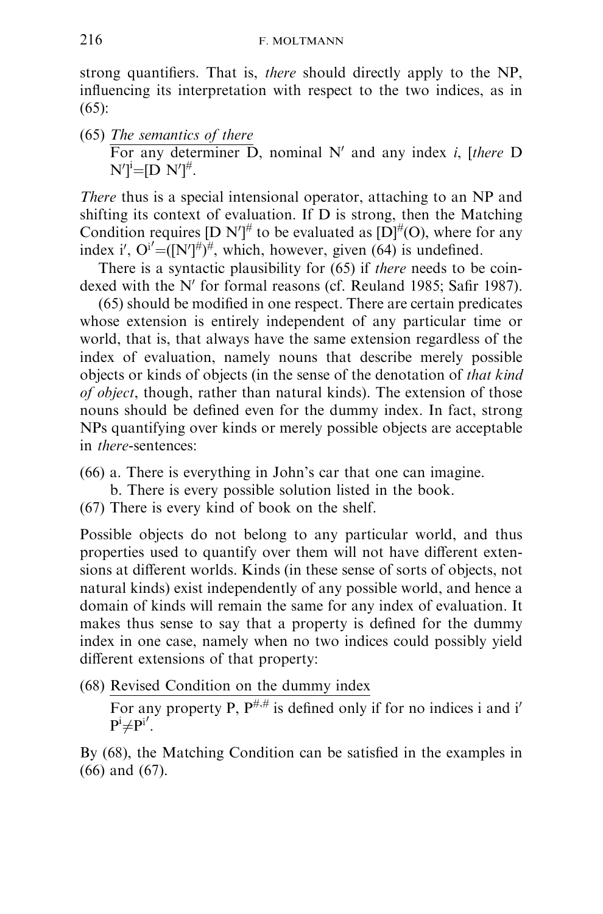strong quantifiers. That is, *there* should directly apply to the NP, influencing its interpretation with respect to the two indices, as in (65):

(65) <u>*The semantics of there*</u>
For any determiner D, nominal $N'$ and any index *i*, $[there\ D\ N']^{i} = [D\ N']^{\#}$.

*There* thus is a special intensional operator, attaching to an NP and shifting its context of evaluation. If D is strong, then the Matching Condition requires $[D\ N']^{\#}$ to be evaluated as $[D]^{\#}(O)$, where for any index i′, $O^{i'} = ([N']^{\#})^{\#}$, which, however, given (64) is undefined.

There is a syntactic plausibility for (65) if *there* needs to be coindexed with the $N'$ for formal reasons (cf. Reuland 1985; Safir 1987).

(65) should be modified in one respect. There are certain predicates whose extension is entirely independent of any particular time or world, that is, that always have the same extension regardless of the index of evaluation, namely nouns that describe merely possible objects or kinds of objects (in the sense of the denotation of *that kind of object*, though, rather than natural kinds). The extension of those nouns should be defined even for the dummy index. In fact, strong NPs quantifying over kinds or merely possible objects are acceptable in *there*-sentences:

(66) a. There is everything in John's car that one can imagine.
b. There is every possible solution listed in the book.

(67) There is every kind of book on the shelf.

Possible objects do not belong to any particular world, and thus properties used to quantify over them will not have different extensions at different worlds. Kinds (in these sense of sorts of objects, not natural kinds) exist independently of any possible world, and hence a domain of kinds will remain the same for any index of evaluation. It makes thus sense to say that a property is defined for the dummy index in one case, namely when no two indices could possibly yield different extensions of that property:

(68) <u>Revised Condition on the dummy index</u>
For any property P, $P^{\#,\#}$ is defined only if for no indices i and i′ $P^{i} \neq P^{i'}$.

By (68), the Matching Condition can be satisfied in the examples in (66) and (67).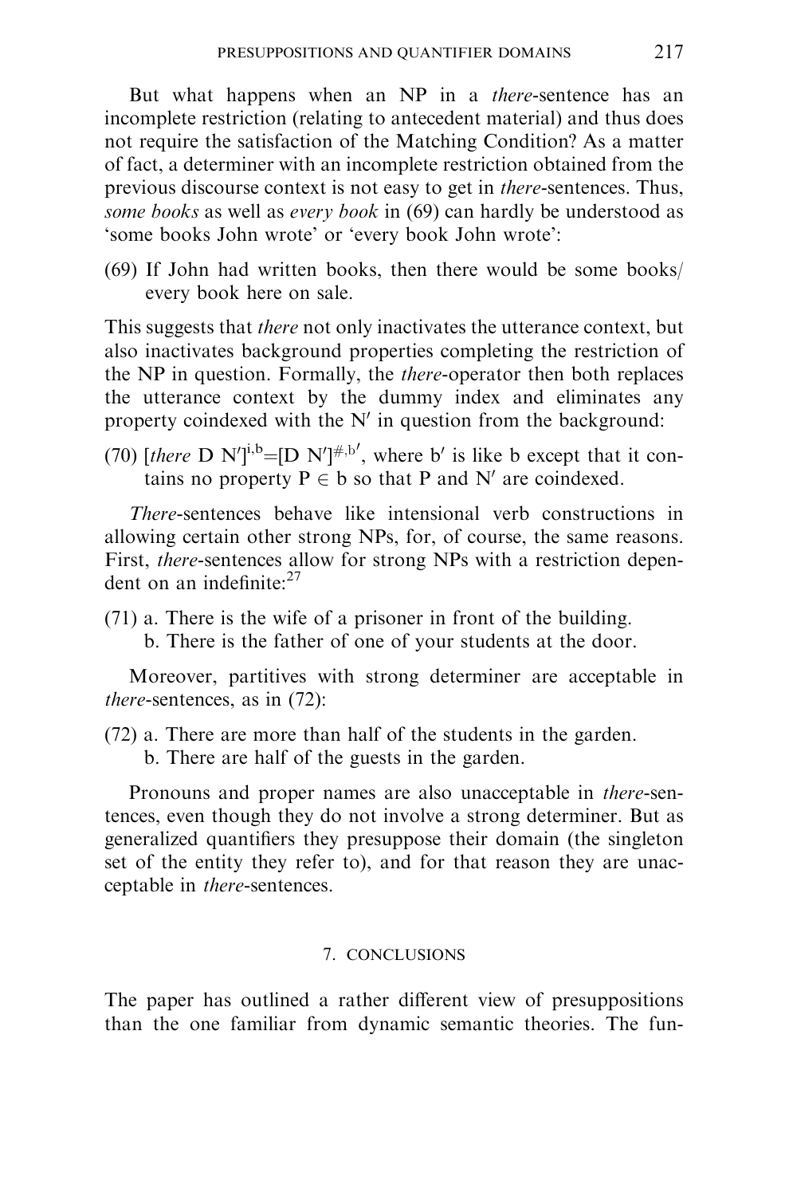But what happens when an NP in a *there*-sentence has an incomplete restriction (relating to antecedent material) and thus does not require the satisfaction of the Matching Condition? As a matter of fact, a determiner with an incomplete restriction obtained from the previous discourse context is not easy to get in *there*-sentences. Thus, *some books* as well as *every book* in (69) can hardly be understood as 'some books John wrote' or 'every book John wrote':

(69) If John had written books, then there would be some books/ every book here on sale.

This suggests that *there* not only inactivates the utterance context, but also inactivates background properties completing the restriction of the NP in question. Formally, the *there*-operator then both replaces the utterance context by the dummy index and eliminates any property coindexed with the N′ in question from the background:

(70) $[there\ \mathrm{D}\ \mathrm{N'}]^{i,b} = [\mathrm{D}\ \mathrm{N'}]^{\#,b'}$, where b′ is like b except that it contains no property $P \in b$ so that P and N′ are coindexed.

*There*-sentences behave like intensional verb constructions in allowing certain other strong NPs, for, of course, the same reasons. First, *there*-sentences allow for strong NPs with a restriction dependent on an indefinite:[27]

(71) a. There is the wife of a prisoner in front of the building.
b. There is the father of one of your students at the door.

Moreover, partitives with strong determiner are acceptable in *there*-sentences, as in (72):

(72) a. There are more than half of the students in the garden.
b. There are half of the guests in the garden.

Pronouns and proper names are also unacceptable in *there*-sentences, even though they do not involve a strong determiner. But as generalized quantifiers they presuppose their domain (the singleton set of the entity they refer to), and for that reason they are unacceptable in *there*-sentences.

## 7. CONCLUSIONS

The paper has outlined a rather different view of presuppositions than the one familiar from dynamic semantic theories. The fun-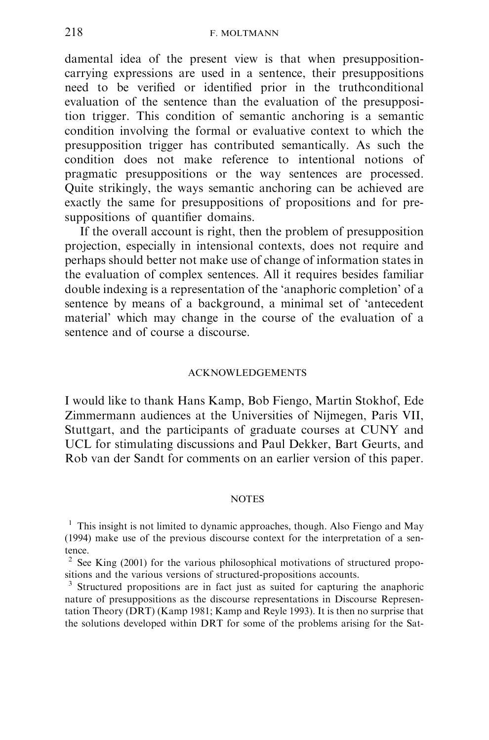damental idea of the present view is that when presupposition-carrying expressions are used in a sentence, their presuppositions need to be verified or identified prior in the truthconditional evaluation of the sentence than the evaluation of the presupposition trigger. This condition of semantic anchoring is a semantic condition involving the formal or evaluative context to which the presupposition trigger has contributed semantically. As such the condition does not make reference to intentional notions of pragmatic presuppositions or the way sentences are processed. Quite strikingly, the ways semantic anchoring can be achieved are exactly the same for presuppositions of propositions and for presuppositions of quantifier domains.

If the overall account is right, then the problem of presupposition projection, especially in intensional contexts, does not require and perhaps should better not make use of change of information states in the evaluation of complex sentences. All it requires besides familiar double indexing is a representation of the 'anaphoric completion' of a sentence by means of a background, a minimal set of 'antecedent material' which may change in the course of the evaluation of a sentence and of course a discourse.

## ACKNOWLEDGEMENTS

I would like to thank Hans Kamp, Bob Fiengo, Martin Stokhof, Ede Zimmermann audiences at the Universities of Nijmegen, Paris VII, Stuttgart, and the participants of graduate courses at CUNY and UCL for stimulating discussions and Paul Dekker, Bart Geurts, and Rob van der Sandt for comments on an earlier version of this paper.

## NOTES

[1] This insight is not limited to dynamic approaches, though. Also Fiengo and May (1994) make use of the previous discourse context for the interpretation of a sentence.

[2] See King (2001) for the various philosophical motivations of structured propositions and the various versions of structured-propositions accounts.

[3] Structured propositions are in fact just as suited for capturing the anaphoric nature of presuppositions as the discourse representations in Discourse Representation Theory (DRT) (Kamp 1981; Kamp and Reyle 1993). It is then no surprise that the solutions developed within DRT for some of the problems arising for the Sat-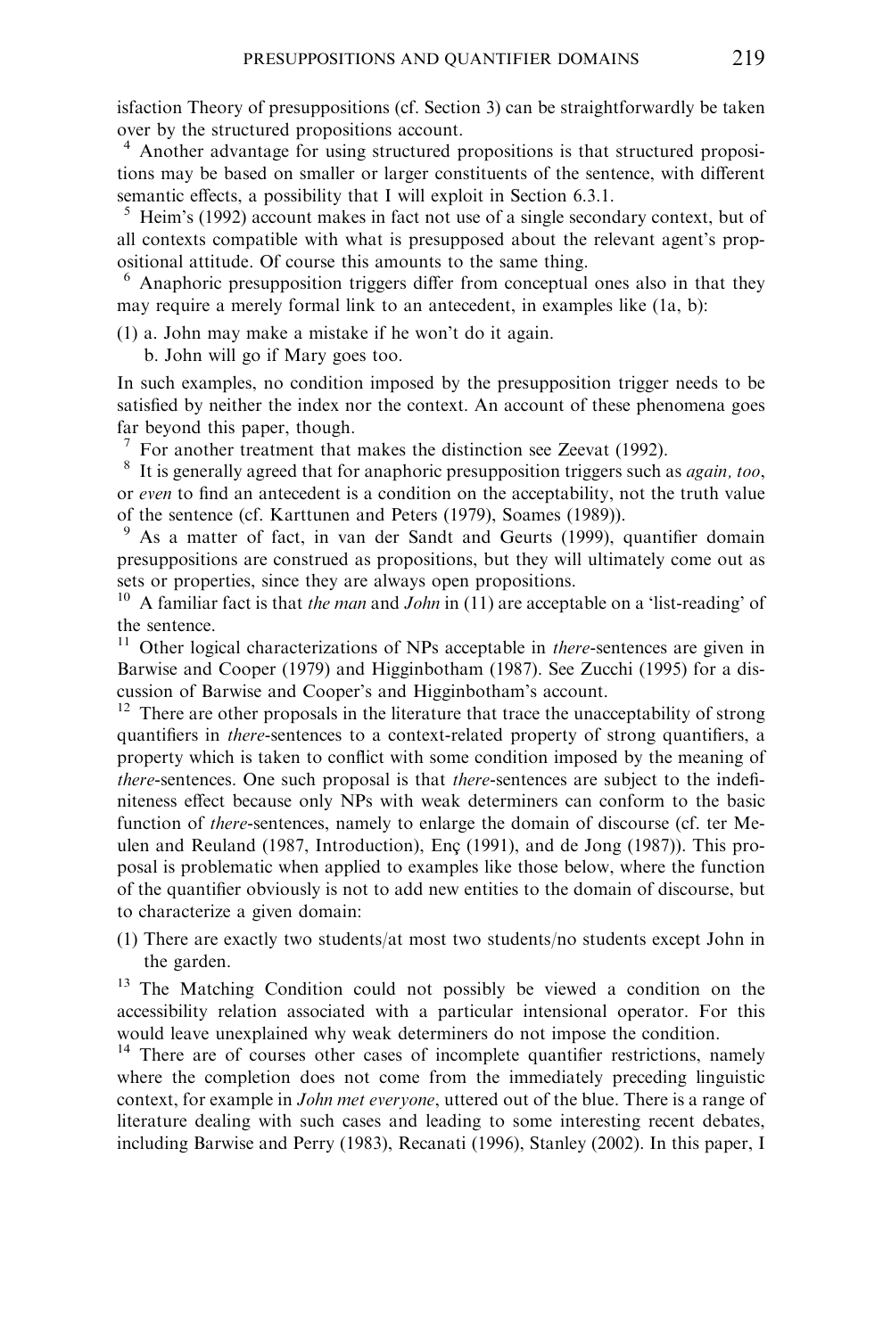isfaction Theory of presuppositions (cf. Section 3) can be straightforwardly be taken over by the structured propositions account.

[4] Another advantage for using structured propositions is that structured propositions may be based on smaller or larger constituents of the sentence, with different semantic effects, a possibility that I will exploit in Section 6.3.1.

[5] Heim's (1992) account makes in fact not use of a single secondary context, but of all contexts compatible with what is presupposed about the relevant agent's propositional attitude. Of course this amounts to the same thing.

[6] Anaphoric presupposition triggers differ from conceptual ones also in that they may require a merely formal link to an antecedent, in examples like (1a, b):

(1) a. John may make a mistake if he won't do it again.
 b. John will go if Mary goes too.

In such examples, no condition imposed by the presupposition trigger needs to be satisfied by neither the index nor the context. An account of these phenomena goes far beyond this paper, though.

[7] For another treatment that makes the distinction see Zeevat (1992).

[8] It is generally agreed that for anaphoric presupposition triggers such as *again, too*, or *even* to find an antecedent is a condition on the acceptability, not the truth value of the sentence (cf. Karttunen and Peters (1979), Soames (1989)).

[9] As a matter of fact, in van der Sandt and Geurts (1999), quantifier domain presuppositions are construed as propositions, but they will ultimately come out as sets or properties, since they are always open propositions.

[10] A familiar fact is that *the man* and *John* in (11) are acceptable on a 'list-reading' of the sentence.

[11] Other logical characterizations of NPs acceptable in *there*-sentences are given in Barwise and Cooper (1979) and Higginbotham (1987). See Zucchi (1995) for a discussion of Barwise and Cooper's and Higginbotham's account.

[12] There are other proposals in the literature that trace the unacceptability of strong quantifiers in *there*-sentences to a context-related property of strong quantifiers, a property which is taken to conflict with some condition imposed by the meaning of *there*-sentences. One such proposal is that *there*-sentences are subject to the indefiniteness effect because only NPs with weak determiners can conform to the basic function of *there*-sentences, namely to enlarge the domain of discourse (cf. ter Meulen and Reuland (1987, Introduction), Enç (1991), and de Jong (1987)). This proposal is problematic when applied to examples like those below, where the function of the quantifier obviously is not to add new entities to the domain of discourse, but to characterize a given domain:

(1) There are exactly two students/at most two students/no students except John in the garden.

[13] The Matching Condition could not possibly be viewed a condition on the accessibility relation associated with a particular intensional operator. For this would leave unexplained why weak determiners do not impose the condition.

[14] There are of courses other cases of incomplete quantifier restrictions, namely where the completion does not come from the immediately preceding linguistic context, for example in *John met everyone*, uttered out of the blue. There is a range of literature dealing with such cases and leading to some interesting recent debates, including Barwise and Perry (1983), Recanati (1996), Stanley (2002). In this paper, I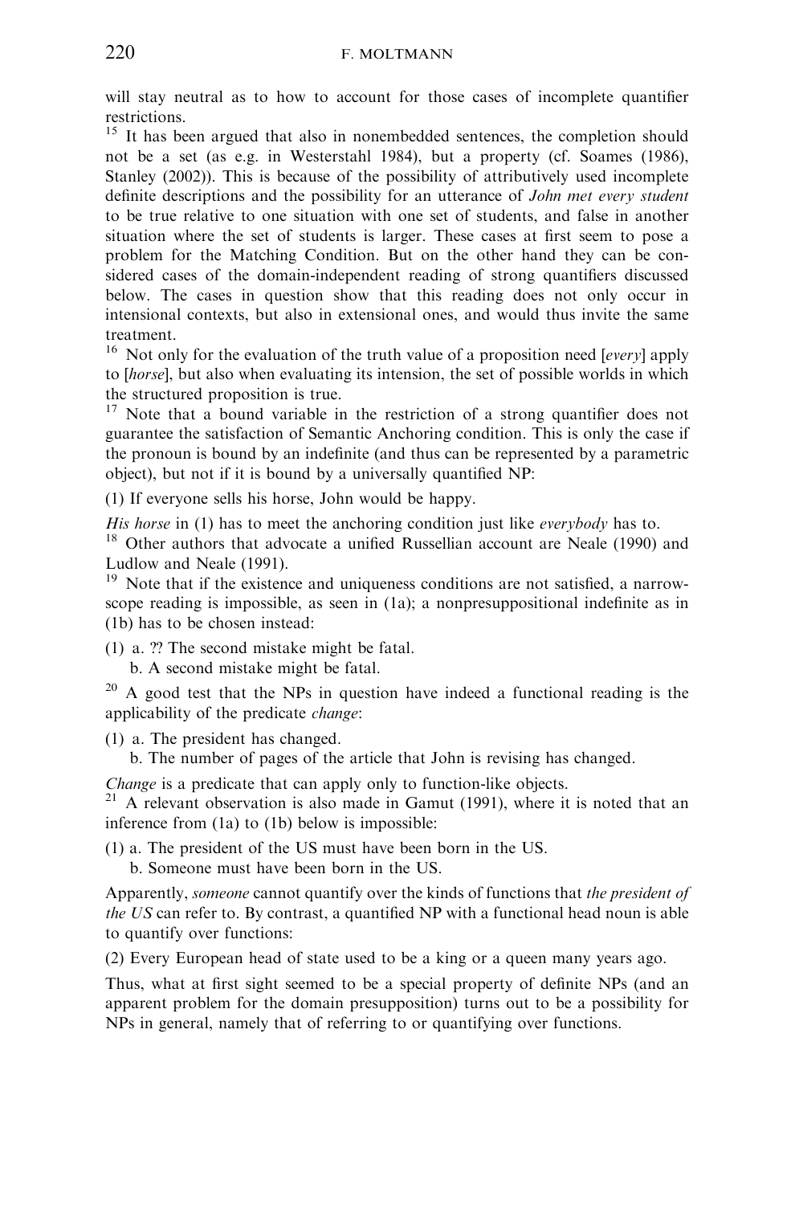will stay neutral as to how to account for those cases of incomplete quantifier restrictions.

[15] It has been argued that also in nonembedded sentences, the completion should not be a set (as e.g. in Westerstahl 1984), but a property (cf. Soames (1986), Stanley (2002)). This is because of the possibility of attributively used incomplete definite descriptions and the possibility for an utterance of *John met every student* to be true relative to one situation with one set of students, and false in another situation where the set of students is larger. These cases at first seem to pose a problem for the Matching Condition. But on the other hand they can be considered cases of the domain-independent reading of strong quantifiers discussed below. The cases in question show that this reading does not only occur in intensional contexts, but also in extensional ones, and would thus invite the same treatment.

[16] Not only for the evaluation of the truth value of a proposition need [*every*] apply to [*horse*], but also when evaluating its intension, the set of possible worlds in which the structured proposition is true.

[17] Note that a bound variable in the restriction of a strong quantifier does not guarantee the satisfaction of Semantic Anchoring condition. This is only the case if the pronoun is bound by an indefinite (and thus can be represented by a parametric object), but not if it is bound by a universally quantified NP:

(1) If everyone sells his horse, John would be happy.

*His horse* in (1) has to meet the anchoring condition just like *everybody* has to.

[18] Other authors that advocate a unified Russellian account are Neale (1990) and Ludlow and Neale (1991).

[19] Note that if the existence and uniqueness conditions are not satisfied, a narrow-scope reading is impossible, as seen in (1a); a nonpresuppositional indefinite as in (1b) has to be chosen instead:

(1) a. ?? The second mistake might be fatal.
    b. A second mistake might be fatal.

[20] A good test that the NPs in question have indeed a functional reading is the applicability of the predicate *change*:

(1) a. The president has changed.
    b. The number of pages of the article that John is revising has changed.

*Change* is a predicate that can apply only to function-like objects.

[21] A relevant observation is also made in Gamut (1991), where it is noted that an inference from (1a) to (1b) below is impossible:

(1) a. The president of the US must have been born in the US.
    b. Someone must have been born in the US.

Apparently, *someone* cannot quantify over the kinds of functions that *the president of the US* can refer to. By contrast, a quantified NP with a functional head noun is able to quantify over functions:

(2) Every European head of state used to be a king or a queen many years ago.

Thus, what at first sight seemed to be a special property of definite NPs (and an apparent problem for the domain presupposition) turns out to be a possibility for NPs in general, namely that of referring to or quantifying over functions.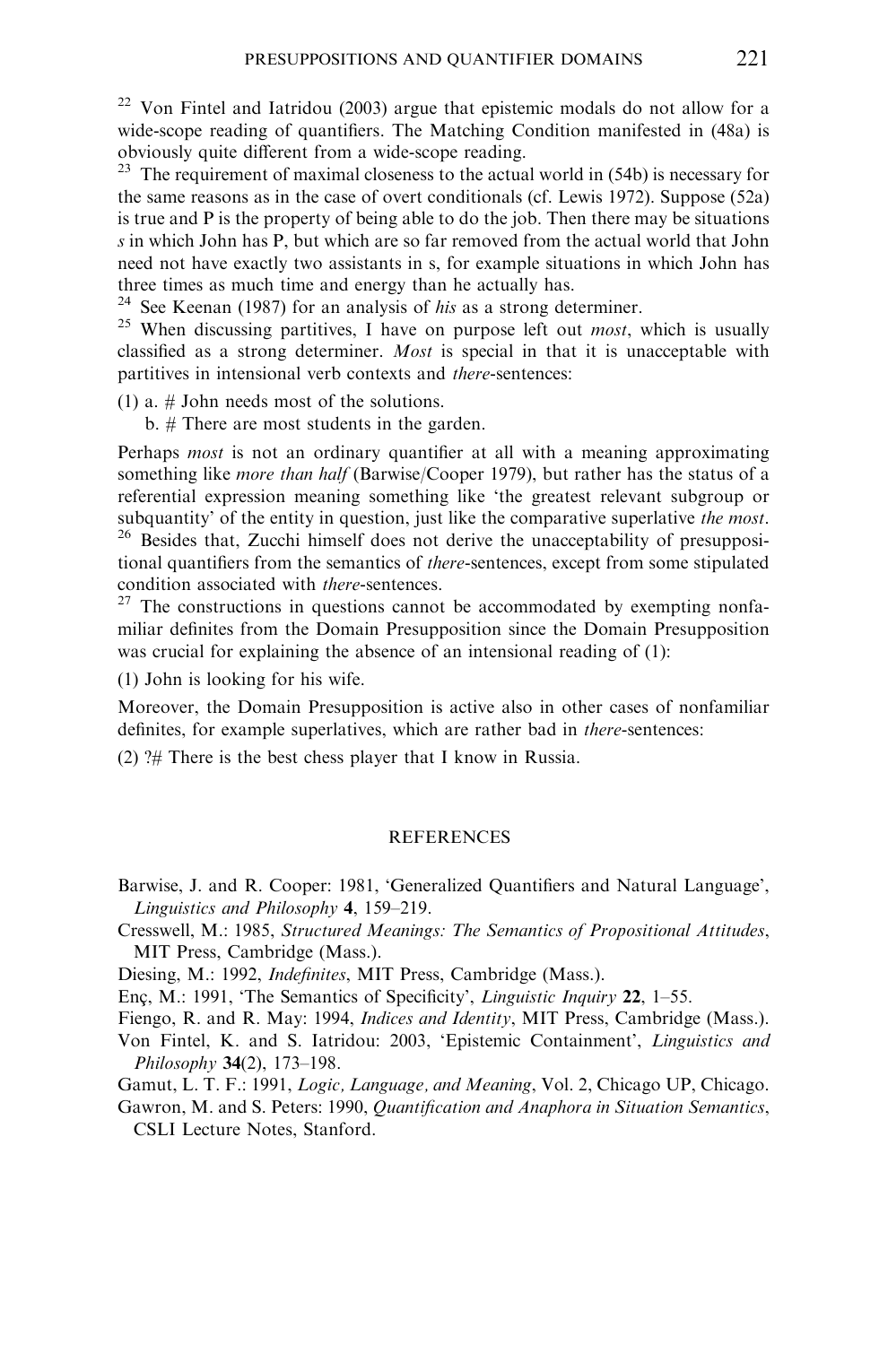[22] Von Fintel and Iatridou (2003) argue that epistemic modals do not allow for a wide-scope reading of quantifiers. The Matching Condition manifested in (48a) is obviously quite different from a wide-scope reading.

[23] The requirement of maximal closeness to the actual world in (54b) is necessary for the same reasons as in the case of overt conditionals (cf. Lewis 1972). Suppose (52a) is true and P is the property of being able to do the job. Then there may be situations *s* in which John has P, but which are so far removed from the actual world that John need not have exactly two assistants in s, for example situations in which John has three times as much time and energy than he actually has.

[24] See Keenan (1987) for an analysis of *his* as a strong determiner.

[25] When discussing partitives, I have on purpose left out *most*, which is usually classified as a strong determiner. *Most* is special in that it is unacceptable with partitives in intensional verb contexts and *there*-sentences:

(1) a. # John needs most of the solutions.
 b. # There are most students in the garden.

Perhaps *most* is not an ordinary quantifier at all with a meaning approximating something like *more than half* (Barwise/Cooper 1979), but rather has the status of a referential expression meaning something like 'the greatest relevant subgroup or subquantity' of the entity in question, just like the comparative superlative *the most*.

[26] Besides that, Zucchi himself does not derive the unacceptability of presuppositional quantifiers from the semantics of *there*-sentences, except from some stipulated condition associated with *there*-sentences.

[27] The constructions in questions cannot be accommodated by exempting nonfamiliar definites from the Domain Presupposition since the Domain Presupposition was crucial for explaining the absence of an intensional reading of (1):

(1) John is looking for his wife.

Moreover, the Domain Presupposition is active also in other cases of nonfamiliar definites, for example superlatives, which are rather bad in *there*-sentences:

(2) ?# There is the best chess player that I know in Russia.

## REFERENCES

Barwise, J. and R. Cooper: 1981, 'Generalized Quantifiers and Natural Language', *Linguistics and Philosophy* **4**, 159–219.

Cresswell, M.: 1985, *Structured Meanings: The Semantics of Propositional Attitudes*, MIT Press, Cambridge (Mass.).

Diesing, M.: 1992, *Indefinites*, MIT Press, Cambridge (Mass.).

Enç, M.: 1991, 'The Semantics of Specificity', *Linguistic Inquiry* **22**, 1–55.

Fiengo, R. and R. May: 1994, *Indices and Identity*, MIT Press, Cambridge (Mass.).

Von Fintel, K. and S. Iatridou: 2003, 'Epistemic Containment', *Linguistics and Philosophy* **34**(2), 173–198.

Gamut, L. T. F.: 1991, *Logic, Language, and Meaning*, Vol. 2, Chicago UP, Chicago.

Gawron, M. and S. Peters: 1990, *Quantification and Anaphora in Situation Semantics*, CSLI Lecture Notes, Stanford.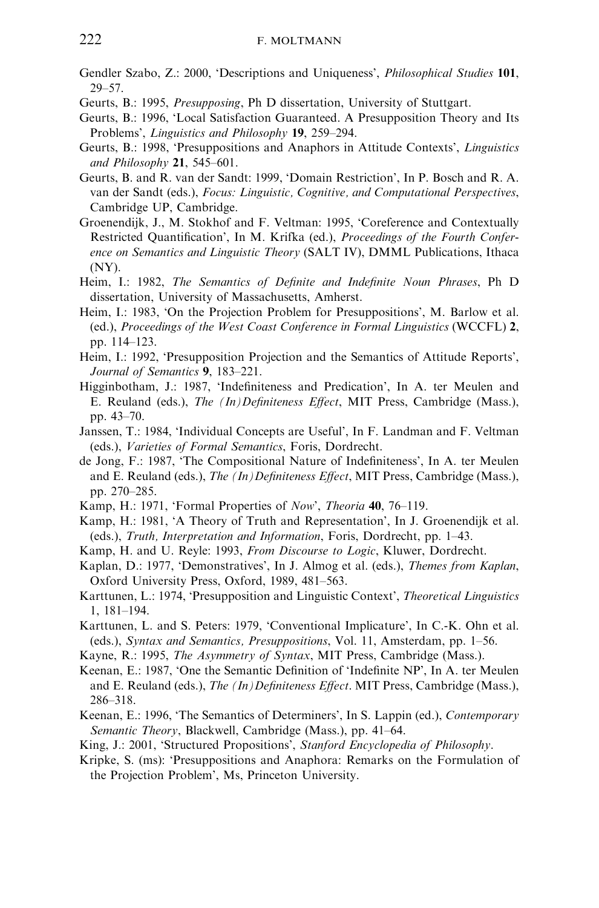Gendler Szabo, Z.: 2000, 'Descriptions and Uniqueness', *Philosophical Studies* **101**, 29–57.

Geurts, B.: 1995, *Presupposing*, Ph D dissertation, University of Stuttgart.

Geurts, B.: 1996, 'Local Satisfaction Guaranteed. A Presupposition Theory and Its Problems', *Linguistics and Philosophy* **19**, 259–294.

Geurts, B.: 1998, 'Presuppositions and Anaphors in Attitude Contexts', *Linguistics and Philosophy* **21**, 545–601.

Geurts, B. and R. van der Sandt: 1999, 'Domain Restriction', In P. Bosch and R. A. van der Sandt (eds.), *Focus: Linguistic, Cognitive, and Computational Perspectives*, Cambridge UP, Cambridge.

Groenendijk, J., M. Stokhof and F. Veltman: 1995, 'Coreference and Contextually Restricted Quantification', In M. Krifka (ed.), *Proceedings of the Fourth Conference on Semantics and Linguistic Theory* (SALT IV), DMML Publications, Ithaca (NY).

Heim, I.: 1982, *The Semantics of Definite and Indefinite Noun Phrases*, Ph D dissertation, University of Massachusetts, Amherst.

Heim, I.: 1983, 'On the Projection Problem for Presuppositions', M. Barlow et al. (ed.), *Proceedings of the West Coast Conference in Formal Linguistics* (WCCFL) **2**, pp. 114–123.

Heim, I.: 1992, 'Presupposition Projection and the Semantics of Attitude Reports', *Journal of Semantics* **9**, 183–221.

Higginbotham, J.: 1987, 'Indefiniteness and Predication', In A. ter Meulen and E. Reuland (eds.), *The (In)Definiteness Effect*, MIT Press, Cambridge (Mass.), pp. 43–70.

Janssen, T.: 1984, 'Individual Concepts are Useful', In F. Landman and F. Veltman (eds.), *Varieties of Formal Semantics*, Foris, Dordrecht.

de Jong, F.: 1987, 'The Compositional Nature of Indefiniteness', In A. ter Meulen and E. Reuland (eds.), *The (In)Definiteness Effect*, MIT Press, Cambridge (Mass.), pp. 270–285.

Kamp, H.: 1971, 'Formal Properties of *Now*', *Theoria* **40**, 76–119.

Kamp, H.: 1981, 'A Theory of Truth and Representation', In J. Groenendijk et al. (eds.), *Truth, Interpretation and Information*, Foris, Dordrecht, pp. 1–43.

Kamp, H. and U. Reyle: 1993, *From Discourse to Logic*, Kluwer, Dordrecht.

Kaplan, D.: 1977, 'Demonstratives', In J. Almog et al. (eds.), *Themes from Kaplan*, Oxford University Press, Oxford, 1989, 481–563.

Karttunen, L.: 1974, 'Presupposition and Linguistic Context', *Theoretical Linguistics* 1, 181–194.

Karttunen, L. and S. Peters: 1979, 'Conventional Implicature', In C.-K. Ohn et al. (eds.), *Syntax and Semantics, Presuppositions*, Vol. 11, Amsterdam, pp. 1–56.

Kayne, R.: 1995, *The Asymmetry of Syntax*, MIT Press, Cambridge (Mass.).

Keenan, E.: 1987, 'One the Semantic Definition of 'Indefinite NP', In A. ter Meulen and E. Reuland (eds.), *The (In)Definiteness Effect*. MIT Press, Cambridge (Mass.), 286–318.

Keenan, E.: 1996, 'The Semantics of Determiners', In S. Lappin (ed.), *Contemporary Semantic Theory*, Blackwell, Cambridge (Mass.), pp. 41–64.

King, J.: 2001, 'Structured Propositions', *Stanford Encyclopedia of Philosophy*.

Kripke, S. (ms): 'Presuppositions and Anaphora: Remarks on the Formulation of the Projection Problem', Ms, Princeton University.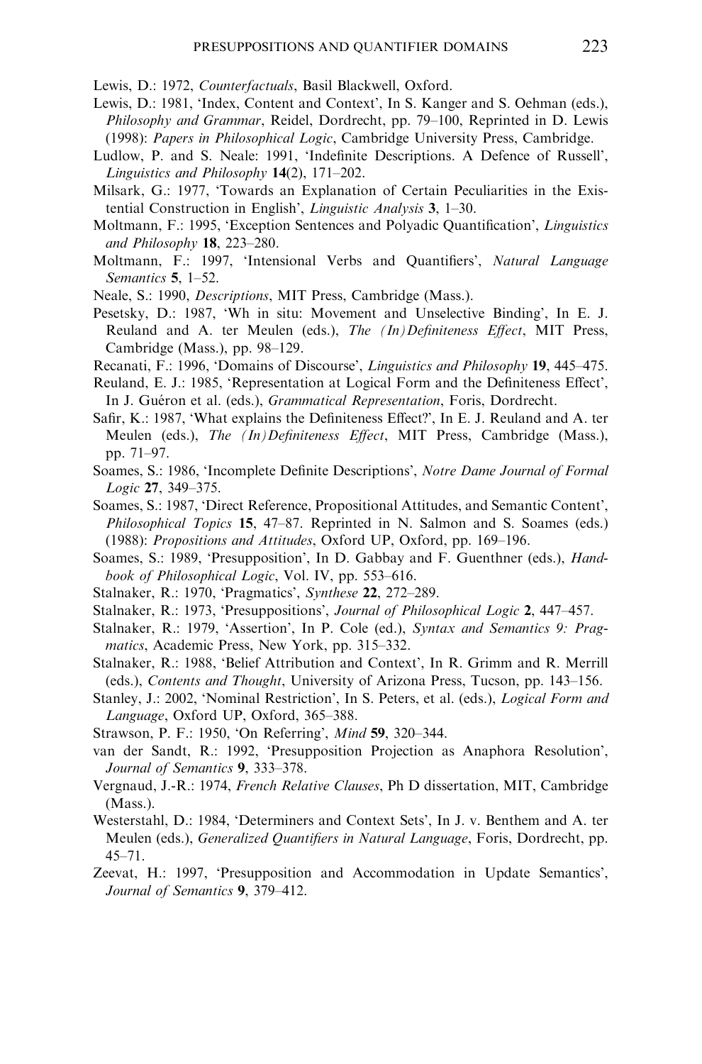Lewis, D.: 1972, *Counterfactuals*, Basil Blackwell, Oxford.

Lewis, D.: 1981, 'Index, Content and Context', In S. Kanger and S. Oehman (eds.), *Philosophy and Grammar*, Reidel, Dordrecht, pp. 79–100, Reprinted in D. Lewis (1998): *Papers in Philosophical Logic*, Cambridge University Press, Cambridge.

Ludlow, P. and S. Neale: 1991, 'Indefinite Descriptions. A Defence of Russell', *Linguistics and Philosophy* **14**(2), 171–202.

Milsark, G.: 1977, 'Towards an Explanation of Certain Peculiarities in the Existential Construction in English', *Linguistic Analysis* **3**, 1–30.

Moltmann, F.: 1995, 'Exception Sentences and Polyadic Quantification', *Linguistics and Philosophy* **18**, 223–280.

Moltmann, F.: 1997, 'Intensional Verbs and Quantifiers', *Natural Language Semantics* **5**, 1–52.

Neale, S.: 1990, *Descriptions*, MIT Press, Cambridge (Mass.).

Pesetsky, D.: 1987, 'Wh in situ: Movement and Unselective Binding', In E. J. Reuland and A. ter Meulen (eds.), *The (In)Definiteness Effect*, MIT Press, Cambridge (Mass.), pp. 98–129.

Recanati, F.: 1996, 'Domains of Discourse', *Linguistics and Philosophy* **19**, 445–475.

Reuland, E. J.: 1985, 'Representation at Logical Form and the Definiteness Effect', In J. Guéron et al. (eds.), *Grammatical Representation*, Foris, Dordrecht.

Safir, K.: 1987, 'What explains the Definiteness Effect?', In E. J. Reuland and A. ter Meulen (eds.), *The (In)Definiteness Effect*, MIT Press, Cambridge (Mass.), pp. 71–97.

Soames, S.: 1986, 'Incomplete Definite Descriptions', *Notre Dame Journal of Formal Logic* **27**, 349–375.

Soames, S.: 1987, 'Direct Reference, Propositional Attitudes, and Semantic Content', *Philosophical Topics* **15**, 47–87. Reprinted in N. Salmon and S. Soames (eds.) (1988): *Propositions and Attitudes*, Oxford UP, Oxford, pp. 169–196.

Soames, S.: 1989, 'Presupposition', In D. Gabbay and F. Guenthner (eds.), *Handbook of Philosophical Logic*, Vol. IV, pp. 553–616.

Stalnaker, R.: 1970, 'Pragmatics', *Synthese* **22**, 272–289.

Stalnaker, R.: 1973, 'Presuppositions', *Journal of Philosophical Logic* **2**, 447–457.

Stalnaker, R.: 1979, 'Assertion', In P. Cole (ed.), *Syntax and Semantics 9: Pragmatics*, Academic Press, New York, pp. 315–332.

Stalnaker, R.: 1988, 'Belief Attribution and Context', In R. Grimm and R. Merrill (eds.), *Contents and Thought*, University of Arizona Press, Tucson, pp. 143–156.

Stanley, J.: 2002, 'Nominal Restriction', In S. Peters, et al. (eds.), *Logical Form and Language*, Oxford UP, Oxford, 365–388.

Strawson, P. F.: 1950, 'On Referring', *Mind* **59**, 320–344.

van der Sandt, R.: 1992, 'Presupposition Projection as Anaphora Resolution', *Journal of Semantics* **9**, 333–378.

Vergnaud, J.-R.: 1974, *French Relative Clauses*, Ph D dissertation, MIT, Cambridge (Mass.).

Westerstahl, D.: 1984, 'Determiners and Context Sets', In J. v. Benthem and A. ter Meulen (eds.), *Generalized Quantifiers in Natural Language*, Foris, Dordrecht, pp. 45–71.

Zeevat, H.: 1997, 'Presupposition and Accommodation in Update Semantics', *Journal of Semantics* **9**, 379–412.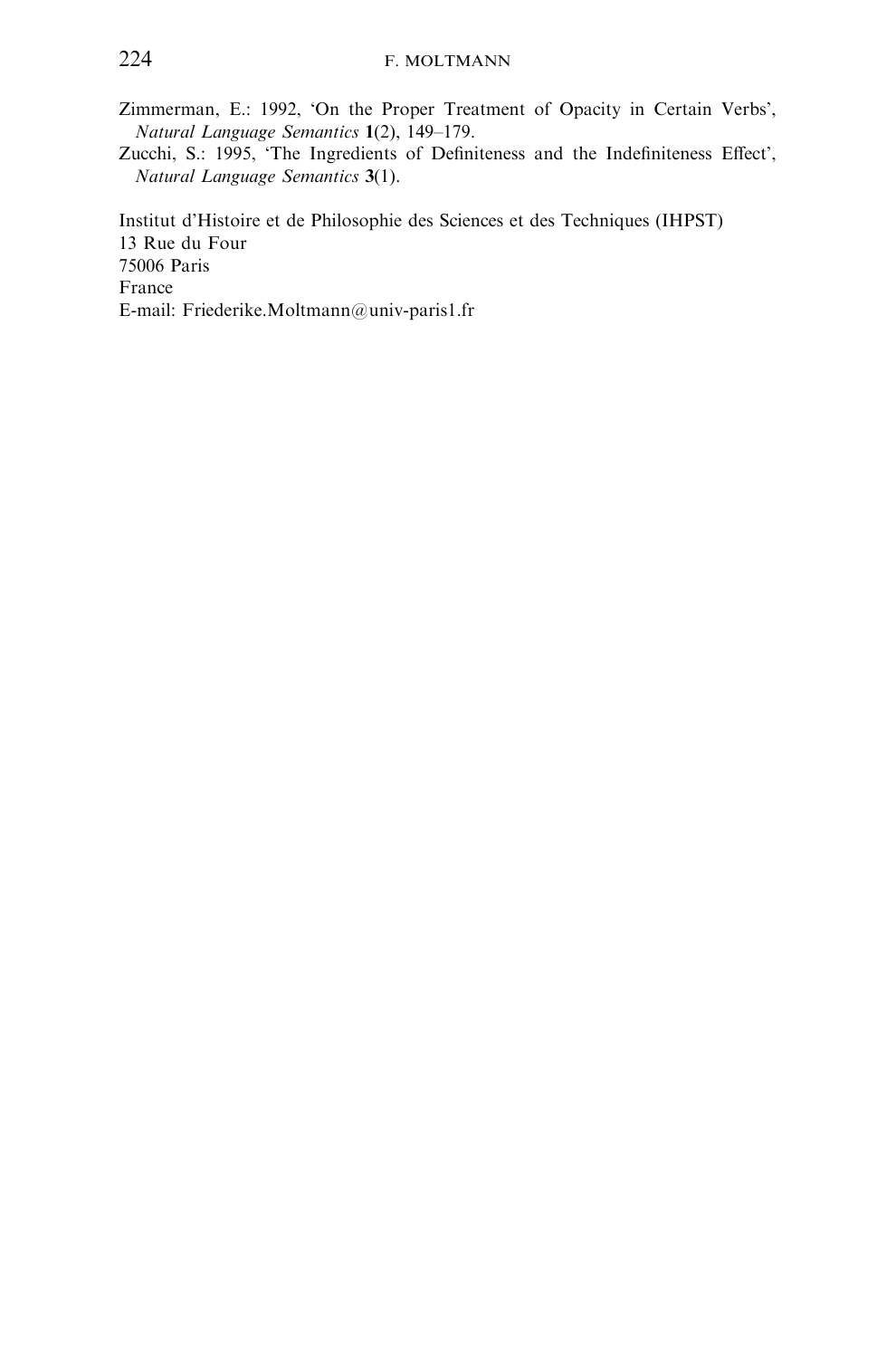Zimmerman, E.: 1992, 'On the Proper Treatment of Opacity in Certain Verbs', *Natural Language Semantics* **1**(2), 149–179.

Zucchi, S.: 1995, 'The Ingredients of Definiteness and the Indefiniteness Effect', *Natural Language Semantics* **3**(1).

Institut d'Histoire et de Philosophie des Sciences et des Techniques (IHPST)
13 Rue du Four
75006 Paris
France
E-mail: Friederike.Moltmann@univ-paris1.fr